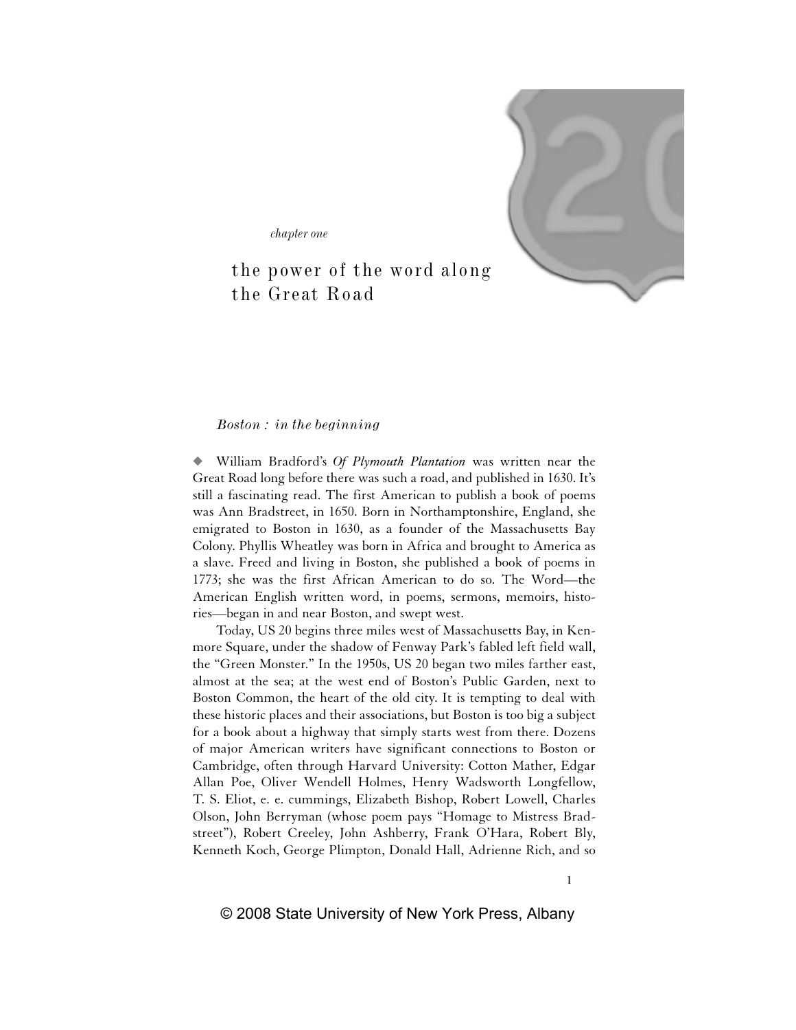*chapter one*

# the power of the word along the Great Road

## *Boston : in the beginning*

◆ William Bradford's *Of Plymouth Plantation* was written near the Great Road long before there was such a road, and published in 1630. It's still a fascinating read. The first American to publish a book of poems was Ann Bradstreet, in 1650. Born in Northamptonshire, England, she emigrated to Boston in 1630, as a founder of the Massachusetts Bay Colony. Phyllis Wheatley was born in Africa and brought to America as a slave. Freed and living in Boston, she published a book of poems in 1773; she was the first African American to do so. The Word—the American English written word, in poems, sermons, memoirs, histories—began in and near Boston, and swept west.

Today, US 20 begins three miles west of Massachusetts Bay, in Kenmore Square, under the shadow of Fenway Park's fabled left field wall, the "Green Monster." In the 1950s, US 20 began two miles farther east, almost at the sea; at the west end of Boston's Public Garden, next to Boston Common, the heart of the old city. It is tempting to deal with these historic places and their associations, but Boston is too big a subject for a book about a highway that simply starts west from there. Dozens of major American writers have significant connections to Boston or Cambridge, often through Harvard University: Cotton Mather, Edgar Allan Poe, Oliver Wendell Holmes, Henry Wadsworth Longfellow, T. S. Eliot, e. e. cummings, Elizabeth Bishop, Robert Lowell, Charles Olson, John Berryman (whose poem pays "Homage to Mistress Bradstreet"), Robert Creeley, John Ashberry, Frank O'Hara, Robert Bly, Kenneth Koch, George Plimpton, Donald Hall, Adrienne Rich, and so

© 2008 State University of New York Press, Albany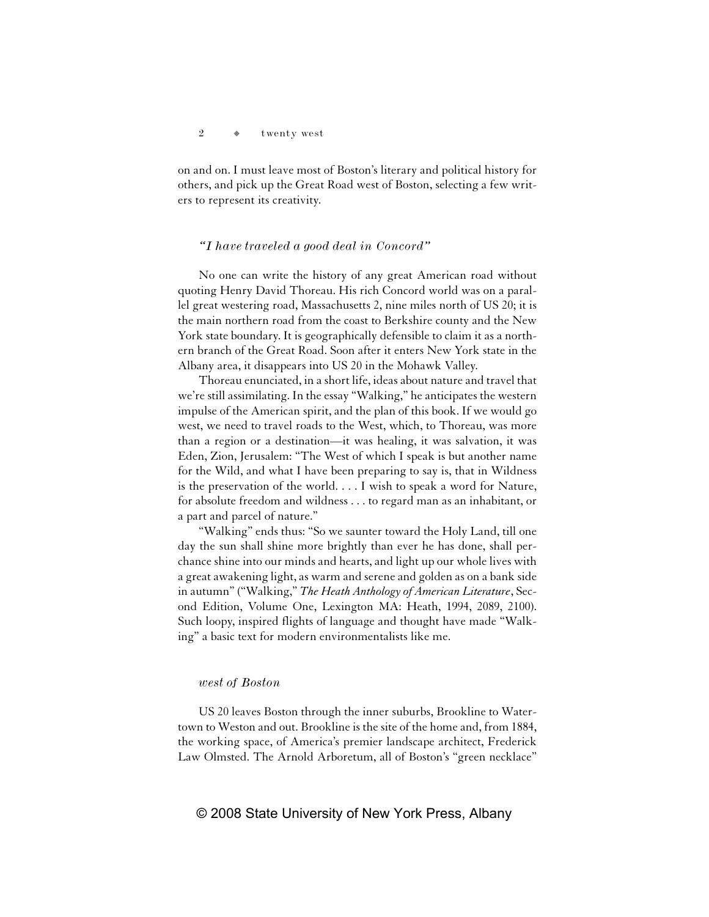on and on. I must leave most of Boston's literary and political history for others, and pick up the Great Road west of Boston, selecting a few writers to represent its creativity.

### *"I have traveled a good deal in Concord"*

No one can write the history of any great American road without quoting Henry David Thoreau. His rich Concord world was on a parallel great westering road, Massachusetts 2, nine miles north of US 20; it is the main northern road from the coast to Berkshire county and the New York state boundary. It is geographically defensible to claim it as a northern branch of the Great Road. Soon after it enters New York state in the Albany area, it disappears into US 20 in the Mohawk Valley.

Thoreau enunciated, in a short life, ideas about nature and travel that we're still assimilating. In the essay "Walking," he anticipates the western impulse of the American spirit, and the plan of this book. If we would go west, we need to travel roads to the West, which, to Thoreau, was more than a region or a destination—it was healing, it was salvation, it was Eden, Zion, Jerusalem: "The West of which I speak is but another name for the Wild, and what I have been preparing to say is, that in Wildness is the preservation of the world. . . . I wish to speak a word for Nature, for absolute freedom and wildness . . . to regard man as an inhabitant, or a part and parcel of nature."

"Walking" ends thus: "So we saunter toward the Holy Land, till one day the sun shall shine more brightly than ever he has done, shall perchance shine into our minds and hearts, and light up our whole lives with a great awakening light, as warm and serene and golden as on a bank side in autumn" ("Walking," *The Heath Anthology of American Literature*, Second Edition, Volume One, Lexington MA: Heath, 1994, 2089, 2100). Such loopy, inspired flights of language and thought have made "Walking" a basic text for modern environmentalists like me.

### *west of Boston*

US 20 leaves Boston through the inner suburbs, Brookline to Watertown to Weston and out. Brookline is the site of the home and, from 1884, the working space, of America's premier landscape architect, Frederick Law Olmsted. The Arnold Arboretum, all of Boston's "green necklace"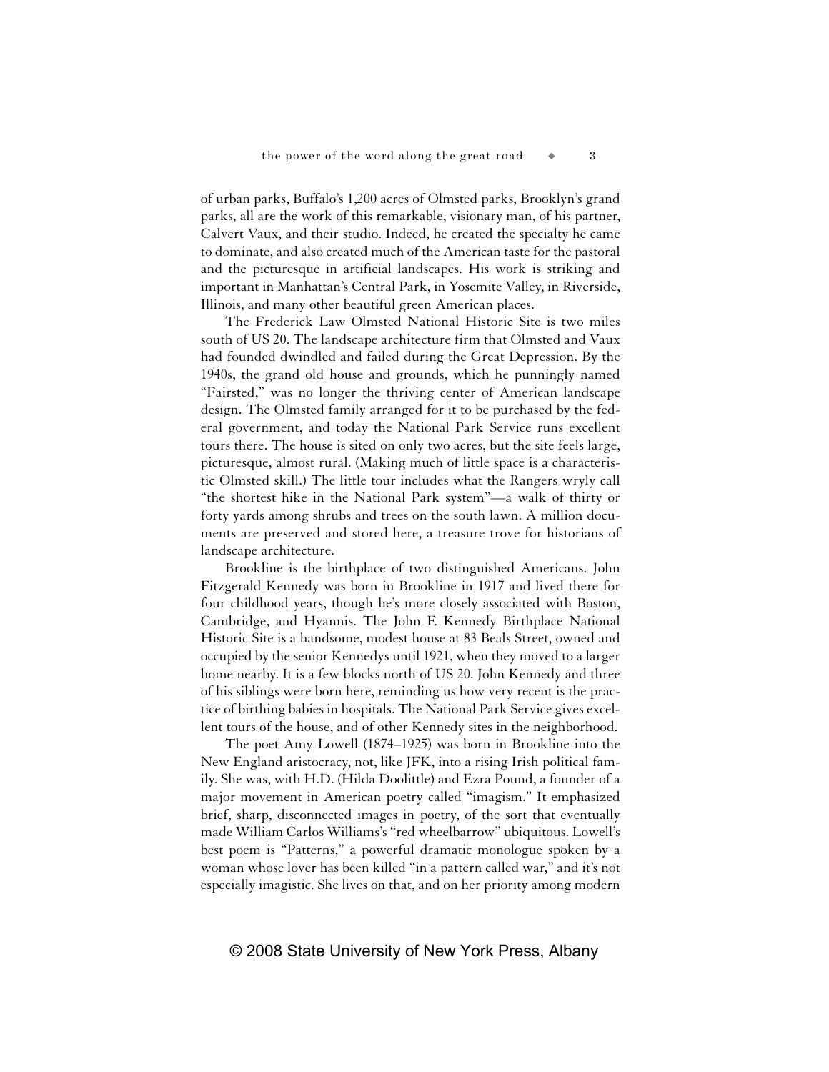of urban parks, Buffalo's 1,200 acres of Olmsted parks, Brooklyn's grand parks, all are the work of this remarkable, visionary man, of his partner, Calvert Vaux, and their studio. Indeed, he created the specialty he came to dominate, and also created much of the American taste for the pastoral and the picturesque in artificial landscapes. His work is striking and important in Manhattan's Central Park, in Yosemite Valley, in Riverside, Illinois, and many other beautiful green American places.

The Frederick Law Olmsted National Historic Site is two miles south of US 20. The landscape architecture firm that Olmsted and Vaux had founded dwindled and failed during the Great Depression. By the 1940s, the grand old house and grounds, which he punningly named "Fairsted," was no longer the thriving center of American landscape design. The Olmsted family arranged for it to be purchased by the federal government, and today the National Park Service runs excellent tours there. The house is sited on only two acres, but the site feels large, picturesque, almost rural. (Making much of little space is a characteristic Olmsted skill.) The little tour includes what the Rangers wryly call "the shortest hike in the National Park system"—a walk of thirty or forty yards among shrubs and trees on the south lawn. A million documents are preserved and stored here, a treasure trove for historians of landscape architecture.

Brookline is the birthplace of two distinguished Americans. John Fitzgerald Kennedy was born in Brookline in 1917 and lived there for four childhood years, though he's more closely associated with Boston, Cambridge, and Hyannis. The John F. Kennedy Birthplace National Historic Site is a handsome, modest house at 83 Beals Street, owned and occupied by the senior Kennedys until 1921, when they moved to a larger home nearby. It is a few blocks north of US 20. John Kennedy and three of his siblings were born here, reminding us how very recent is the practice of birthing babies in hospitals. The National Park Service gives excellent tours of the house, and of other Kennedy sites in the neighborhood.

The poet Amy Lowell (1874–1925) was born in Brookline into the New England aristocracy, not, like JFK, into a rising Irish political family. She was, with H.D. (Hilda Doolittle) and Ezra Pound, a founder of a major movement in American poetry called "imagism." It emphasized brief, sharp, disconnected images in poetry, of the sort that eventually made William Carlos Williams's "red wheelbarrow" ubiquitous. Lowell's best poem is "Patterns," a powerful dramatic monologue spoken by a woman whose lover has been killed "in a pattern called war," and it's not especially imagistic. She lives on that, and on her priority among modern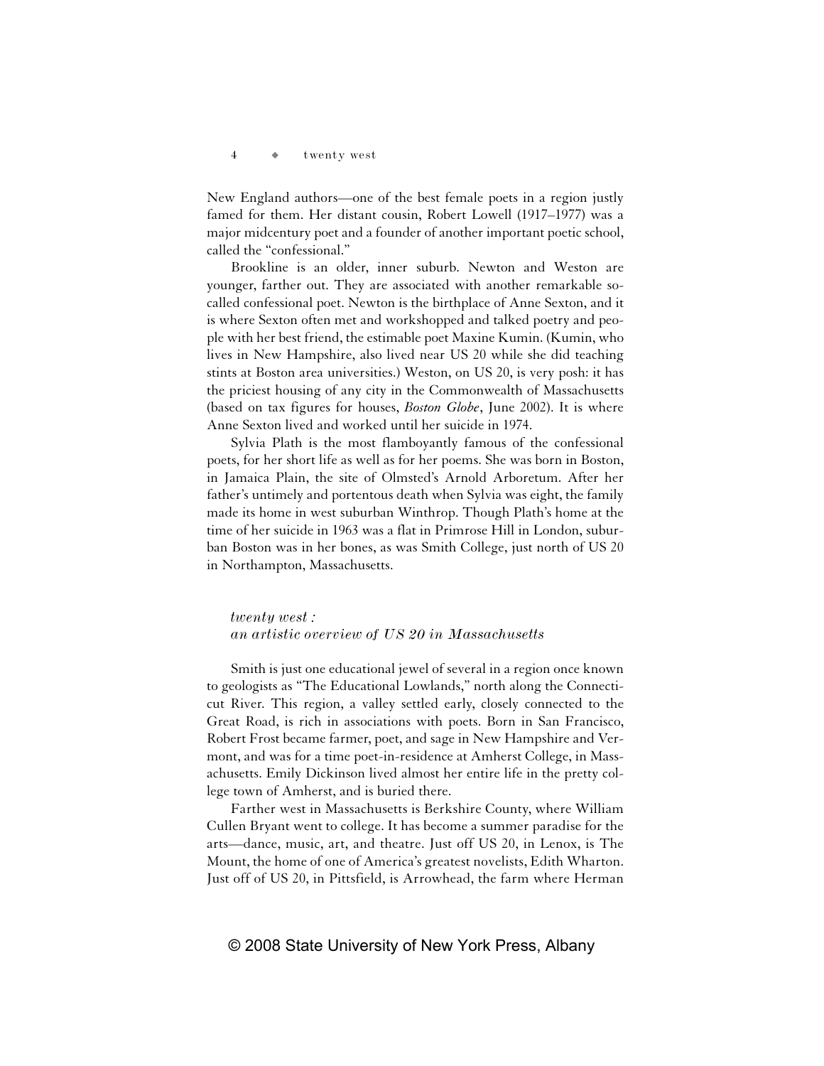New England authors—one of the best female poets in a region justly famed for them. Her distant cousin, Robert Lowell (1917–1977) was a major midcentury poet and a founder of another important poetic school, called the "confessional."

Brookline is an older, inner suburb. Newton and Weston are younger, farther out. They are associated with another remarkable so-called confessional poet. Newton is the birthplace of Anne Sexton, and it is where Sexton often met and workshopped and talked poetry and people with her best friend, the estimable poet Maxine Kumin. (Kumin, who lives in New Hampshire, also lived near US 20 while she did teaching stints at Boston area universities.) Weston, on US 20, is very posh: it has the priciest housing of any city in the Commonwealth of Massachusetts (based on tax figures for houses, *Boston Globe*, June 2002). It is where Anne Sexton lived and worked until her suicide in 1974.

Sylvia Plath is the most flamboyantly famous of the confessional poets, for her short life as well as for her poems. She was born in Boston, in Jamaica Plain, the site of Olmsted's Arnold Arboretum. After her father's untimely and portentous death when Sylvia was eight, the family made its home in west suburban Winthrop. Though Plath's home at the time of her suicide in 1963 was a flat in Primrose Hill in London, suburban Boston was in her bones, as was Smith College, just north of US 20 in Northampton, Massachusetts.

### *twenty west : an artistic overview of US 20 in Massachusetts*

Smith is just one educational jewel of several in a region once known to geologists as "The Educational Lowlands," north along the Connecticut River. This region, a valley settled early, closely connected to the Great Road, is rich in associations with poets. Born in San Francisco, Robert Frost became farmer, poet, and sage in New Hampshire and Vermont, and was for a time poet-in-residence at Amherst College, in Massachusetts. Emily Dickinson lived almost her entire life in the pretty college town of Amherst, and is buried there.

Farther west in Massachusetts is Berkshire County, where William Cullen Bryant went to college. It has become a summer paradise for the arts—dance, music, art, and theatre. Just off US 20, in Lenox, is The Mount, the home of one of America's greatest novelists, Edith Wharton. Just off of US 20, in Pittsfield, is Arrowhead, the farm where Herman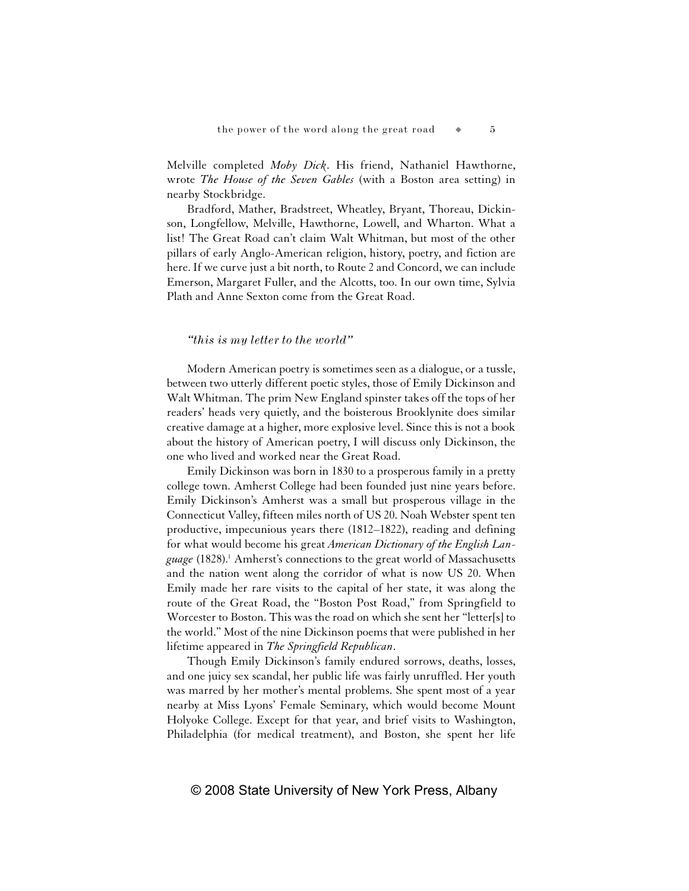Melville completed *Moby Dick*. His friend, Nathaniel Hawthorne, wrote *The House of the Seven Gables* (with a Boston area setting) in nearby Stockbridge.

Bradford, Mather, Bradstreet, Wheatley, Bryant, Thoreau, Dickinson, Longfellow, Melville, Hawthorne, Lowell, and Wharton. What a list! The Great Road can't claim Walt Whitman, but most of the other pillars of early Anglo-American religion, history, poetry, and fiction are here. If we curve just a bit north, to Route 2 and Concord, we can include Emerson, Margaret Fuller, and the Alcotts, too. In our own time, Sylvia Plath and Anne Sexton come from the Great Road.

### *"this is my letter to the world"*

Modern American poetry is sometimes seen as a dialogue, or a tussle, between two utterly different poetic styles, those of Emily Dickinson and Walt Whitman. The prim New England spinster takes off the tops of her readers' heads very quietly, and the boisterous Brooklynite does similar creative damage at a higher, more explosive level. Since this is not a book about the history of American poetry, I will discuss only Dickinson, the one who lived and worked near the Great Road.

Emily Dickinson was born in 1830 to a prosperous family in a pretty college town. Amherst College had been founded just nine years before. Emily Dickinson's Amherst was a small but prosperous village in the Connecticut Valley, fifteen miles north of US 20. Noah Webster spent ten productive, impecunious years there (1812–1822), reading and defining for what would become his great *American Dictionary of the English Language* (1828).[1] Amherst's connections to the great world of Massachusetts and the nation went along the corridor of what is now US 20. When Emily made her rare visits to the capital of her state, it was along the route of the Great Road, the "Boston Post Road," from Springfield to Worcester to Boston. This was the road on which she sent her "letter[s] to the world." Most of the nine Dickinson poems that were published in her lifetime appeared in *The Springfield Republican*.

Though Emily Dickinson's family endured sorrows, deaths, losses, and one juicy sex scandal, her public life was fairly unruffled. Her youth was marred by her mother's mental problems. She spent most of a year nearby at Miss Lyons' Female Seminary, which would become Mount Holyoke College. Except for that year, and brief visits to Washington, Philadelphia (for medical treatment), and Boston, she spent her life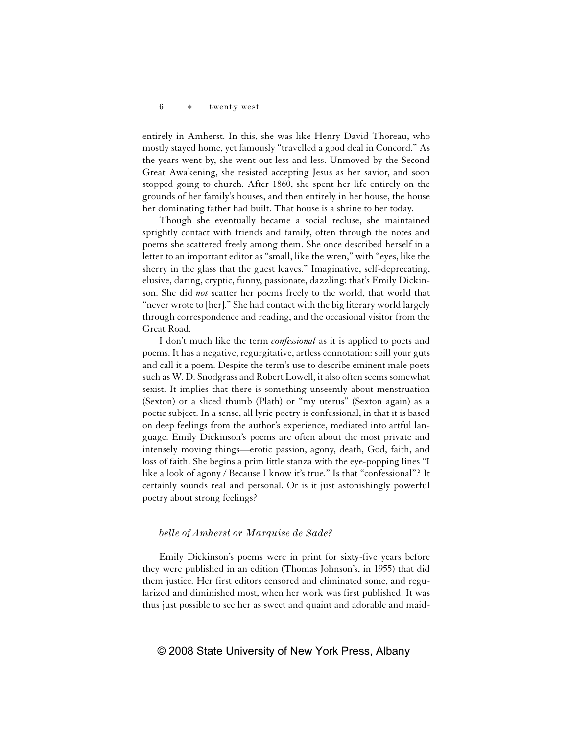entirely in Amherst. In this, she was like Henry David Thoreau, who mostly stayed home, yet famously "travelled a good deal in Concord." As the years went by, she went out less and less. Unmoved by the Second Great Awakening, she resisted accepting Jesus as her savior, and soon stopped going to church. After 1860, she spent her life entirely on the grounds of her family's houses, and then entirely in her house, the house her dominating father had built. That house is a shrine to her today.

Though she eventually became a social recluse, she maintained sprightly contact with friends and family, often through the notes and poems she scattered freely among them. She once described herself in a letter to an important editor as "small, like the wren," with "eyes, like the sherry in the glass that the guest leaves." Imaginative, self-deprecating, elusive, daring, cryptic, funny, passionate, dazzling: that's Emily Dickinson. She did *not* scatter her poems freely to the world, that world that "never wrote to [her]." She had contact with the big literary world largely through correspondence and reading, and the occasional visitor from the Great Road.

I don't much like the term *confessional* as it is applied to poets and poems. It has a negative, regurgitative, artless connotation: spill your guts and call it a poem. Despite the term's use to describe eminent male poets such as W. D. Snodgrass and Robert Lowell, it also often seems somewhat sexist. It implies that there is something unseemly about menstruation (Sexton) or a sliced thumb (Plath) or "my uterus" (Sexton again) as a poetic subject. In a sense, all lyric poetry is confessional, in that it is based on deep feelings from the author's experience, mediated into artful language. Emily Dickinson's poems are often about the most private and intensely moving things—erotic passion, agony, death, God, faith, and loss of faith. She begins a prim little stanza with the eye-popping lines "I like a look of agony / Because I know it's true." Is that "confessional"? It certainly sounds real and personal. Or is it just astonishingly powerful poetry about strong feelings?

### *belle of Amherst or Marquise de Sade?*

Emily Dickinson's poems were in print for sixty-five years before they were published in an edition (Thomas Johnson's, in 1955) that did them justice. Her first editors censored and eliminated some, and regularized and diminished most, when her work was first published. It was thus just possible to see her as sweet and quaint and adorable and maid-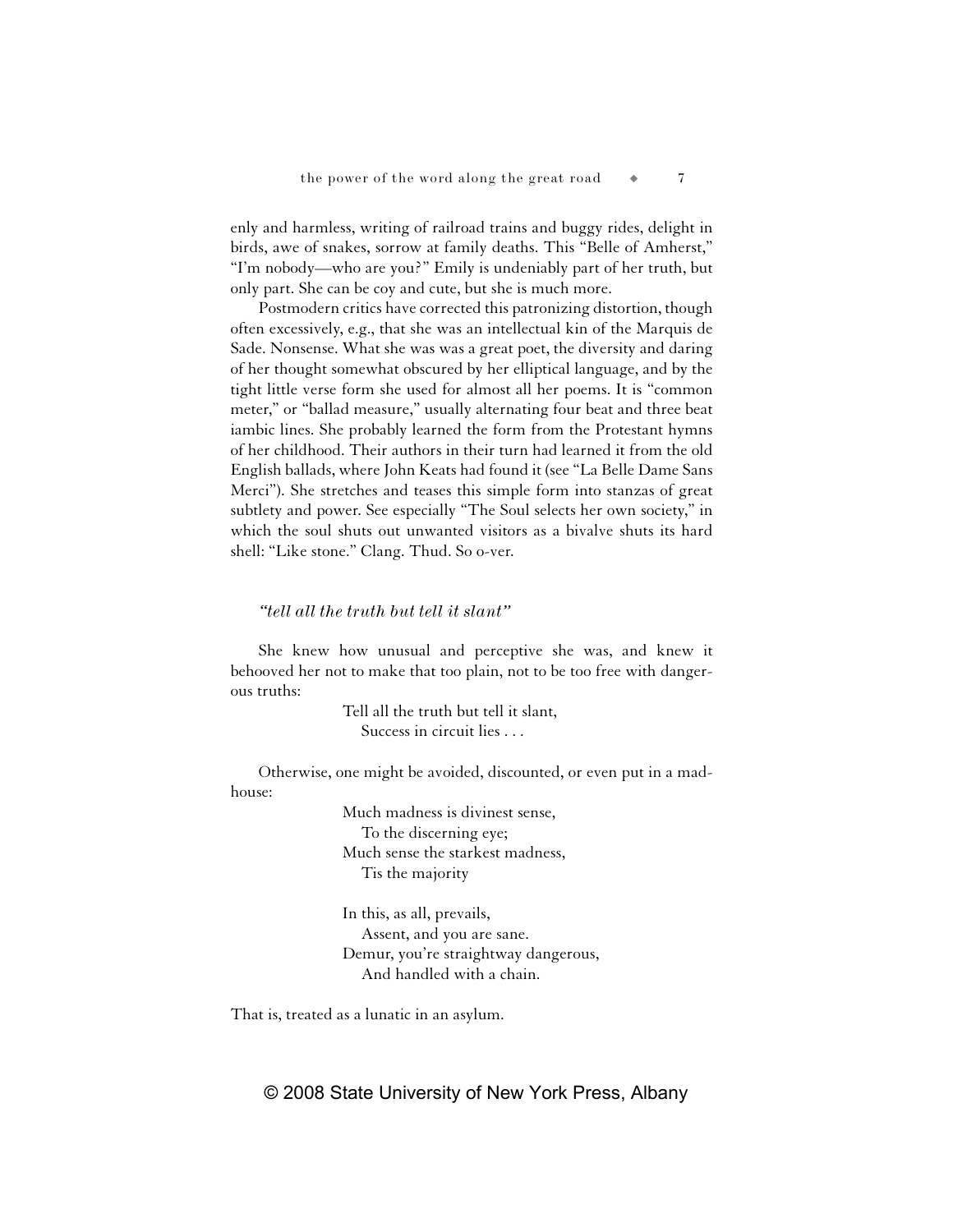enly and harmless, writing of railroad trains and buggy rides, delight in birds, awe of snakes, sorrow at family deaths. This "Belle of Amherst," "I'm nobody—who are you?" Emily is undeniably part of her truth, but only part. She can be coy and cute, but she is much more.

Postmodern critics have corrected this patronizing distortion, though often excessively, e.g., that she was an intellectual kin of the Marquis de Sade. Nonsense. What she was was a great poet, the diversity and daring of her thought somewhat obscured by her elliptical language, and by the tight little verse form she used for almost all her poems. It is "common meter," or "ballad measure," usually alternating four beat and three beat iambic lines. She probably learned the form from the Protestant hymns of her childhood. Their authors in their turn had learned it from the old English ballads, where John Keats had found it (see "La Belle Dame Sans Merci"). She stretches and teases this simple form into stanzas of great subtlety and power. See especially "The Soul selects her own society," in which the soul shuts out unwanted visitors as a bivalve shuts its hard shell: "Like stone." Clang. Thud. So o-ver.

### *"tell all the truth but tell it slant"*

She knew how unusual and perceptive she was, and knew it behooved her not to make that too plain, not to be too free with dangerous truths:

> Tell all the truth but tell it slant,
> Success in circuit lies . . .

Otherwise, one might be avoided, discounted, or even put in a madhouse:

> Much madness is divinest sense,
> To the discerning eye;
> Much sense the starkest madness,
> Tis the majority
>
> In this, as all, prevails,
> Assent, and you are sane.
> Demur, you're straightway dangerous,
> And handled with a chain.

That is, treated as a lunatic in an asylum.

© 2008 State University of New York Press, Albany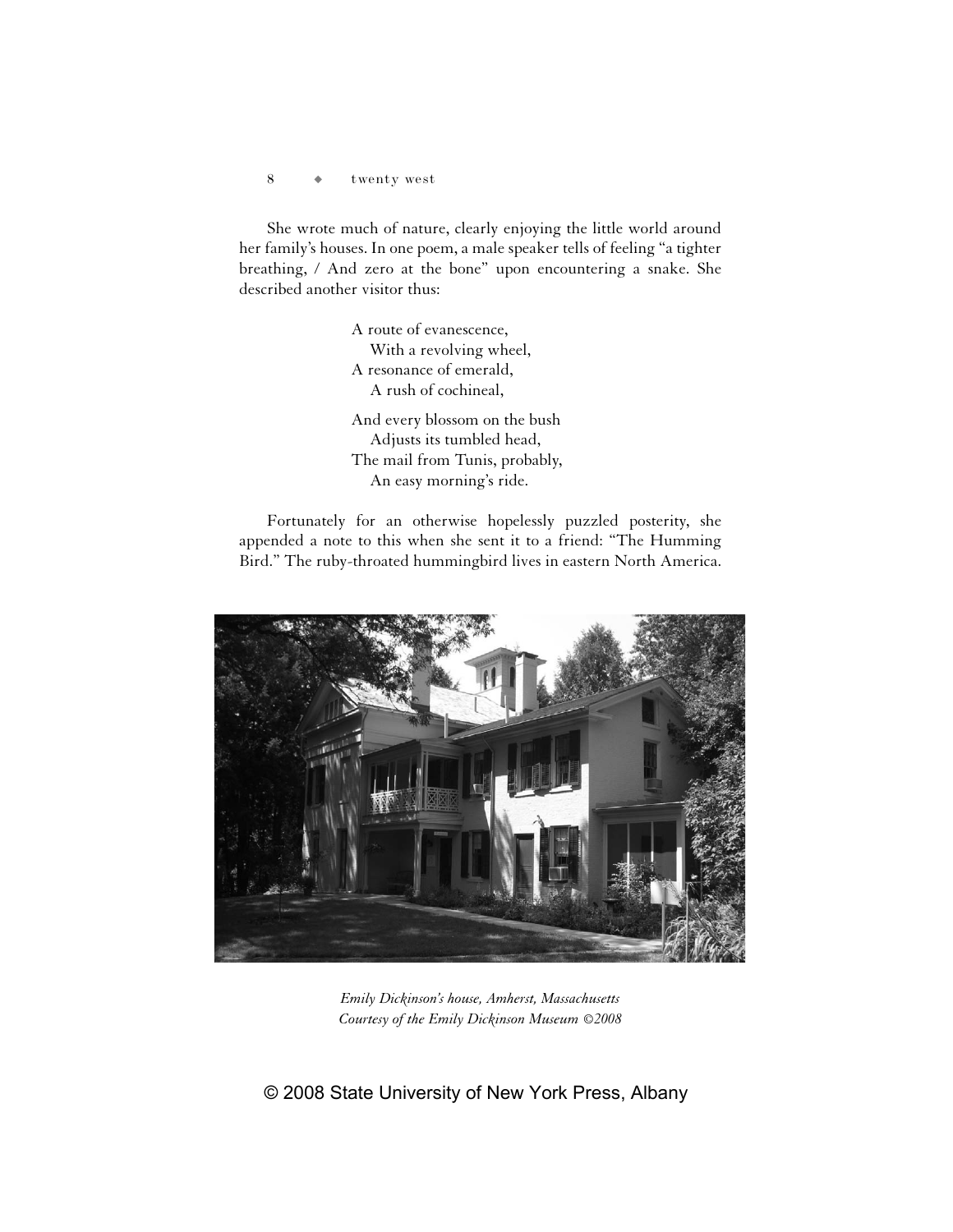She wrote much of nature, clearly enjoying the little world around her family's houses. In one poem, a male speaker tells of feeling "a tighter breathing, / And zero at the bone" upon encountering a snake. She described another visitor thus:

> A route of evanescence,
> With a revolving wheel,
> A resonance of emerald,
> A rush of cochineal,
>
> And every blossom on the bush
> Adjusts its tumbled head,
> The mail from Tunis, probably,
> An easy morning's ride.

Fortunately for an otherwise hopelessly puzzled posterity, she appended a note to this when she sent it to a friend: "The Humming Bird." The ruby-throated hummingbird lives in eastern North America.

*Emily Dickinson's house, Amherst, Massachusetts*
*Courtesy of the Emily Dickinson Museum ©2008*

© 2008 State University of New York Press, Albany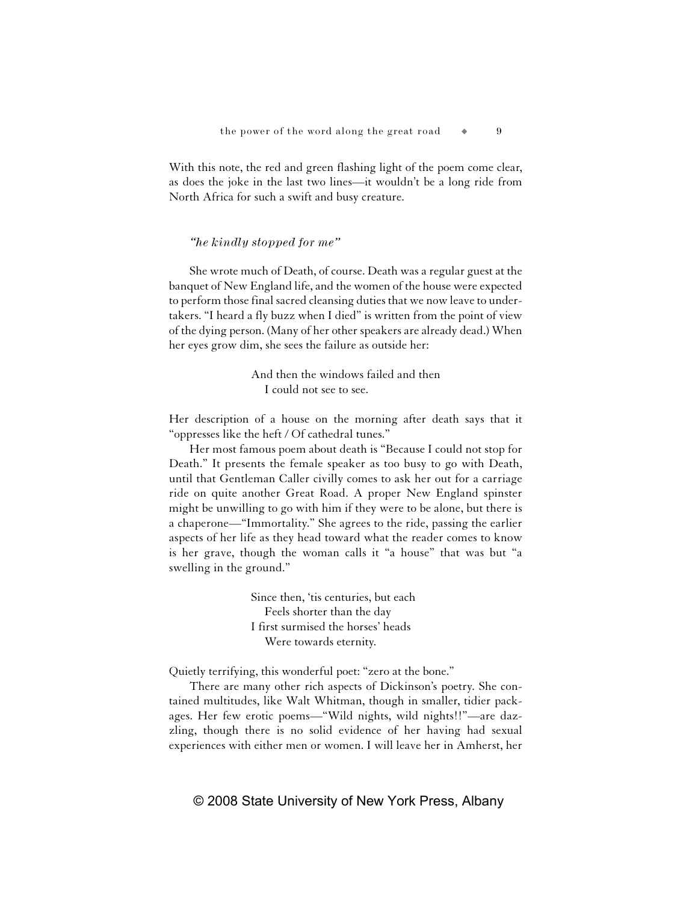With this note, the red and green flashing light of the poem come clear, as does the joke in the last two lines—it wouldn't be a long ride from North Africa for such a swift and busy creature.

### *"he kindly stopped for me"*

She wrote much of Death, of course. Death was a regular guest at the banquet of New England life, and the women of the house were expected to perform those final sacred cleansing duties that we now leave to undertakers. "I heard a fly buzz when I died" is written from the point of view of the dying person. (Many of her other speakers are already dead.) When her eyes grow dim, she sees the failure as outside her:

> And then the windows failed and then
> I could not see to see.

Her description of a house on the morning after death says that it "oppresses like the heft / Of cathedral tunes."

Her most famous poem about death is "Because I could not stop for Death." It presents the female speaker as too busy to go with Death, until that Gentleman Caller civilly comes to ask her out for a carriage ride on quite another Great Road. A proper New England spinster might be unwilling to go with him if they were to be alone, but there is a chaperone—"Immortality." She agrees to the ride, passing the earlier aspects of her life as they head toward what the reader comes to know is her grave, though the woman calls it "a house" that was but "a swelling in the ground."

> Since then, 'tis centuries, but each
> Feels shorter than the day
> I first surmised the horses' heads
> Were towards eternity.

Quietly terrifying, this wonderful poet: "zero at the bone."

There are many other rich aspects of Dickinson's poetry. She contained multitudes, like Walt Whitman, though in smaller, tidier packages. Her few erotic poems—"Wild nights, wild nights!!"—are dazzling, though there is no solid evidence of her having had sexual experiences with either men or women. I will leave her in Amherst, her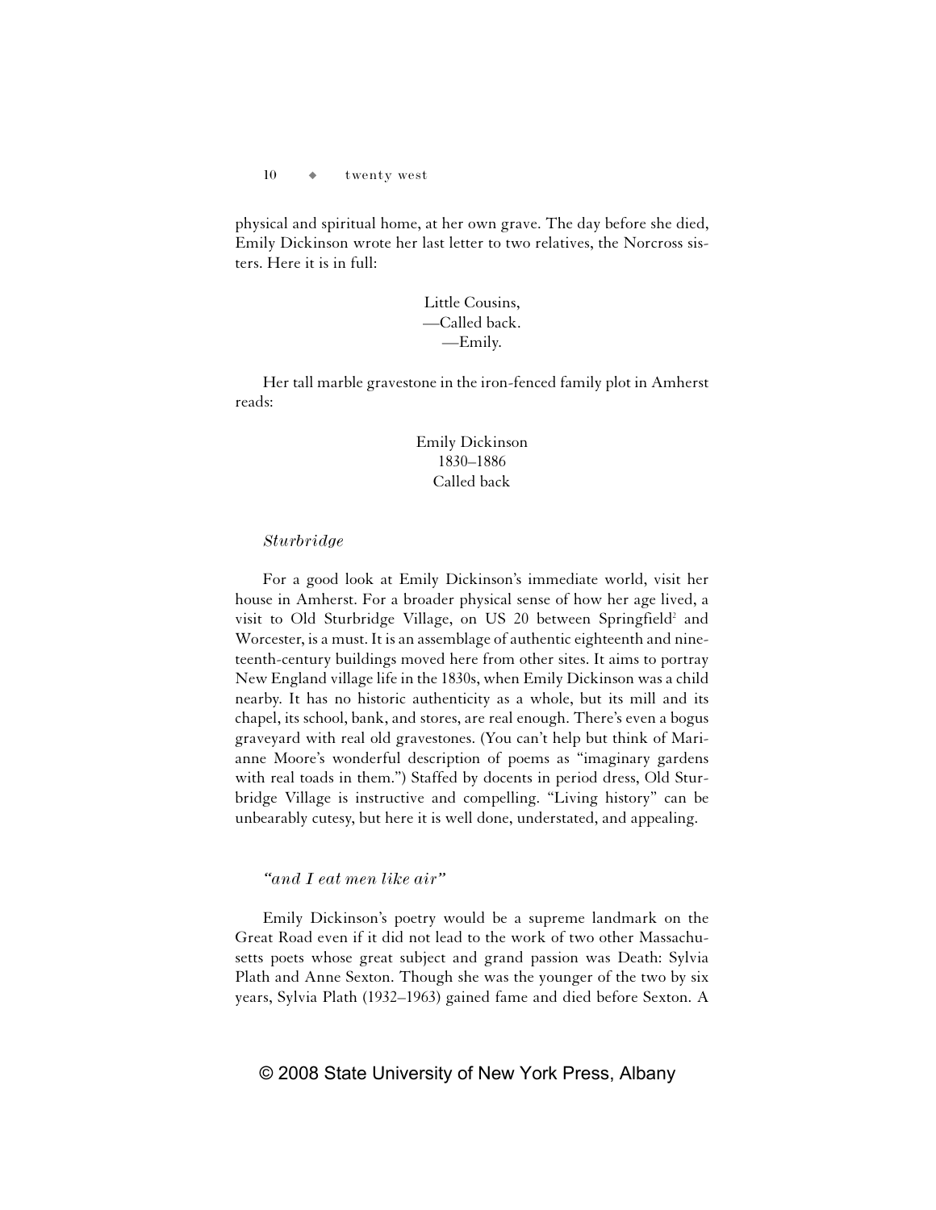physical and spiritual home, at her own grave. The day before she died, Emily Dickinson wrote her last letter to two relatives, the Norcross sisters. Here it is in full:

> Little Cousins,  
> —Called back.  
> —Emily.

Her tall marble gravestone in the iron-fenced family plot in Amherst reads:

> Emily Dickinson  
> 1830–1886  
> Called back

### *Sturbridge*

For a good look at Emily Dickinson's immediate world, visit her house in Amherst. For a broader physical sense of how her age lived, a visit to Old Sturbridge Village, on US 20 between Springfield[2] and Worcester, is a must. It is an assemblage of authentic eighteenth and nineteenth-century buildings moved here from other sites. It aims to portray New England village life in the 1830s, when Emily Dickinson was a child nearby. It has no historic authenticity as a whole, but its mill and its chapel, its school, bank, and stores, are real enough. There's even a bogus graveyard with real old gravestones. (You can't help but think of Marianne Moore's wonderful description of poems as "imaginary gardens with real toads in them.") Staffed by docents in period dress, Old Sturbridge Village is instructive and compelling. "Living history" can be unbearably cutesy, but here it is well done, understated, and appealing.

### *"and I eat men like air"*

Emily Dickinson's poetry would be a supreme landmark on the Great Road even if it did not lead to the work of two other Massachusetts poets whose great subject and grand passion was Death: Sylvia Plath and Anne Sexton. Though she was the younger of the two by six years, Sylvia Plath (1932–1963) gained fame and died before Sexton. A

© 2008 State University of New York Press, Albany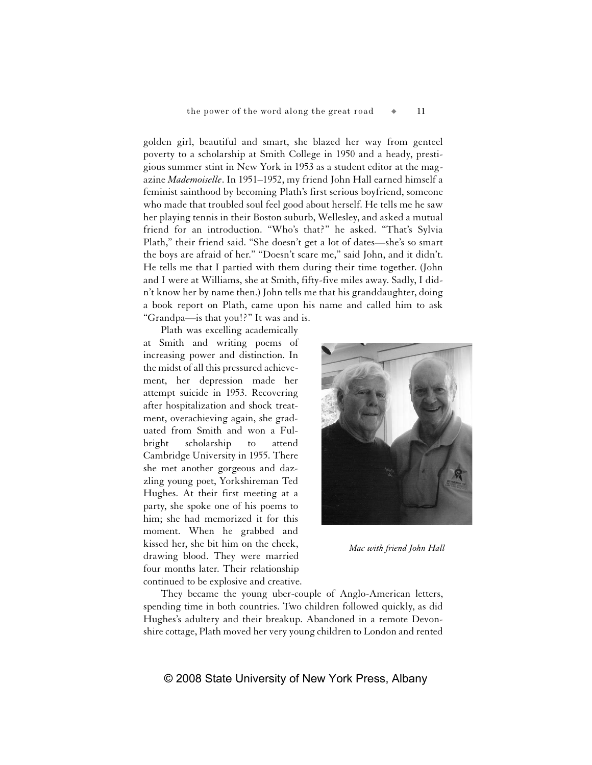golden girl, beautiful and smart, she blazed her way from genteel poverty to a scholarship at Smith College in 1950 and a heady, prestigious summer stint in New York in 1953 as a student editor at the magazine *Mademoiselle*. In 1951–1952, my friend John Hall earned himself a feminist sainthood by becoming Plath's first serious boyfriend, someone who made that troubled soul feel good about herself. He tells me he saw her playing tennis in their Boston suburb, Wellesley, and asked a mutual friend for an introduction. "Who's that?" he asked. "That's Sylvia Plath," their friend said. "She doesn't get a lot of dates—she's so smart the boys are afraid of her." "Doesn't scare me," said John, and it didn't. He tells me that I partied with them during their time together. (John and I were at Williams, she at Smith, fifty-five miles away. Sadly, I didn't know her by name then.) John tells me that his granddaughter, doing a book report on Plath, came upon his name and called him to ask "Grandpa—is that you!?" It was and is.

Plath was excelling academically at Smith and writing poems of increasing power and distinction. In the midst of all this pressured achievement, her depression made her attempt suicide in 1953. Recovering after hospitalization and shock treatment, overachieving again, she graduated from Smith and won a Fulbright scholarship to attend Cambridge University in 1955. There she met another gorgeous and dazzling young poet, Yorkshireman Ted Hughes. At their first meeting at a party, she spoke one of his poems to him; she had memorized it for this moment. When he grabbed and kissed her, she bit him on the cheek, drawing blood. They were married four months later. Their relationship continued to be explosive and creative.

*Mac with friend John Hall*

They became the young uber-couple of Anglo-American letters, spending time in both countries. Two children followed quickly, as did Hughes's adultery and their breakup. Abandoned in a remote Devonshire cottage, Plath moved her very young children to London and rented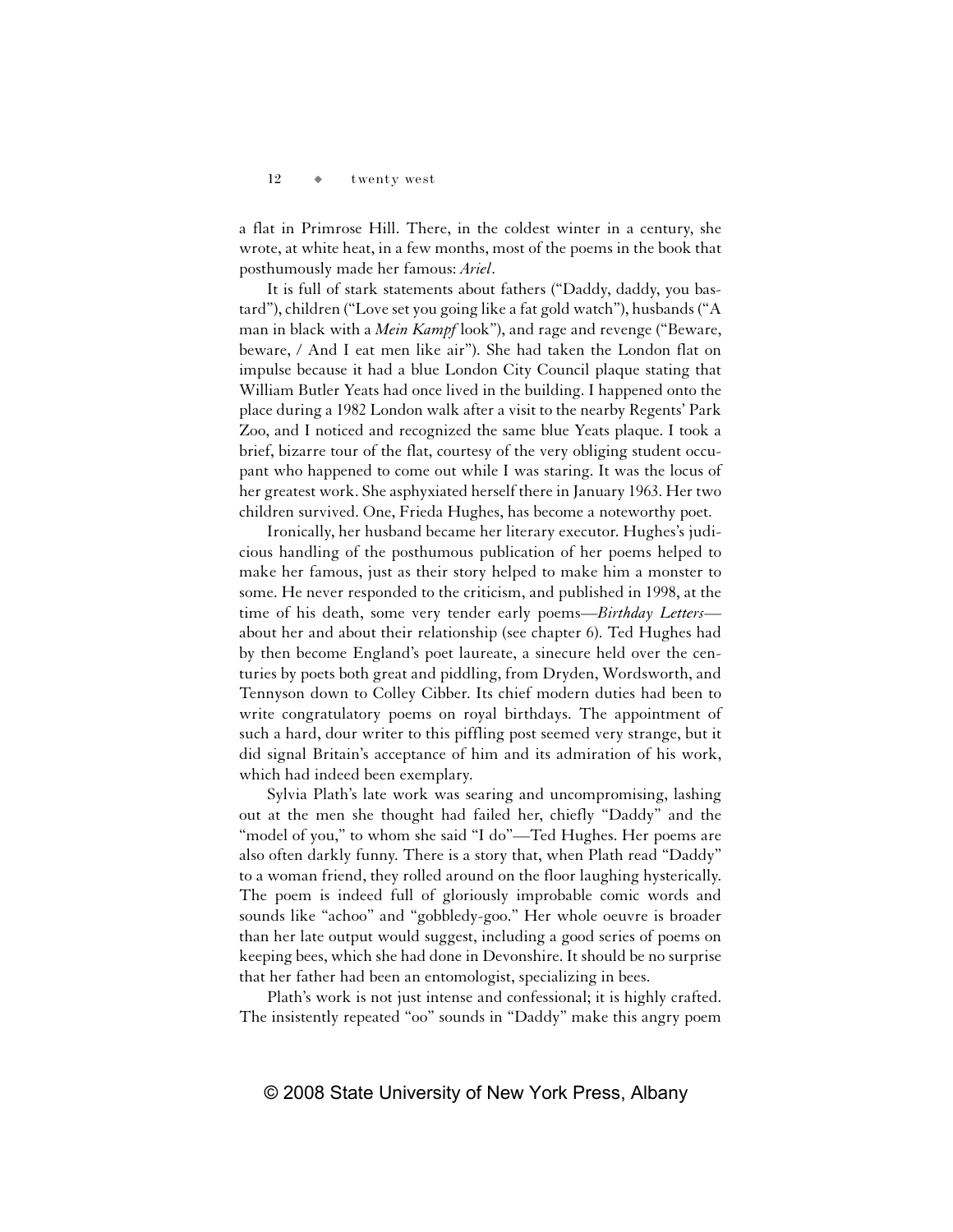a flat in Primrose Hill. There, in the coldest winter in a century, she wrote, at white heat, in a few months, most of the poems in the book that posthumously made her famous: *Ariel*.

It is full of stark statements about fathers ("Daddy, daddy, you bastard"), children ("Love set you going like a fat gold watch"), husbands ("A man in black with a *Mein Kampf* look"), and rage and revenge ("Beware, beware, / And I eat men like air"). She had taken the London flat on impulse because it had a blue London City Council plaque stating that William Butler Yeats had once lived in the building. I happened onto the place during a 1982 London walk after a visit to the nearby Regents' Park Zoo, and I noticed and recognized the same blue Yeats plaque. I took a brief, bizarre tour of the flat, courtesy of the very obliging student occupant who happened to come out while I was staring. It was the locus of her greatest work. She asphyxiated herself there in January 1963. Her two children survived. One, Frieda Hughes, has become a noteworthy poet.

Ironically, her husband became her literary executor. Hughes's judicious handling of the posthumous publication of her poems helped to make her famous, just as their story helped to make him a monster to some. He never responded to the criticism, and published in 1998, at the time of his death, some very tender early poems—*Birthday Letters*—about her and about their relationship (see chapter 6). Ted Hughes had by then become England's poet laureate, a sinecure held over the centuries by poets both great and piddling, from Dryden, Wordsworth, and Tennyson down to Colley Cibber. Its chief modern duties had been to write congratulatory poems on royal birthdays. The appointment of such a hard, dour writer to this piffling post seemed very strange, but it did signal Britain's acceptance of him and its admiration of his work, which had indeed been exemplary.

Sylvia Plath's late work was searing and uncompromising, lashing out at the men she thought had failed her, chiefly "Daddy" and the "model of you," to whom she said "I do"—Ted Hughes. Her poems are also often darkly funny. There is a story that, when Plath read "Daddy" to a woman friend, they rolled around on the floor laughing hysterically. The poem is indeed full of gloriously improbable comic words and sounds like "achoo" and "gobbledy-goo." Her whole oeuvre is broader than her late output would suggest, including a good series of poems on keeping bees, which she had done in Devonshire. It should be no surprise that her father had been an entomologist, specializing in bees.

Plath's work is not just intense and confessional; it is highly crafted. The insistently repeated "oo" sounds in "Daddy" make this angry poem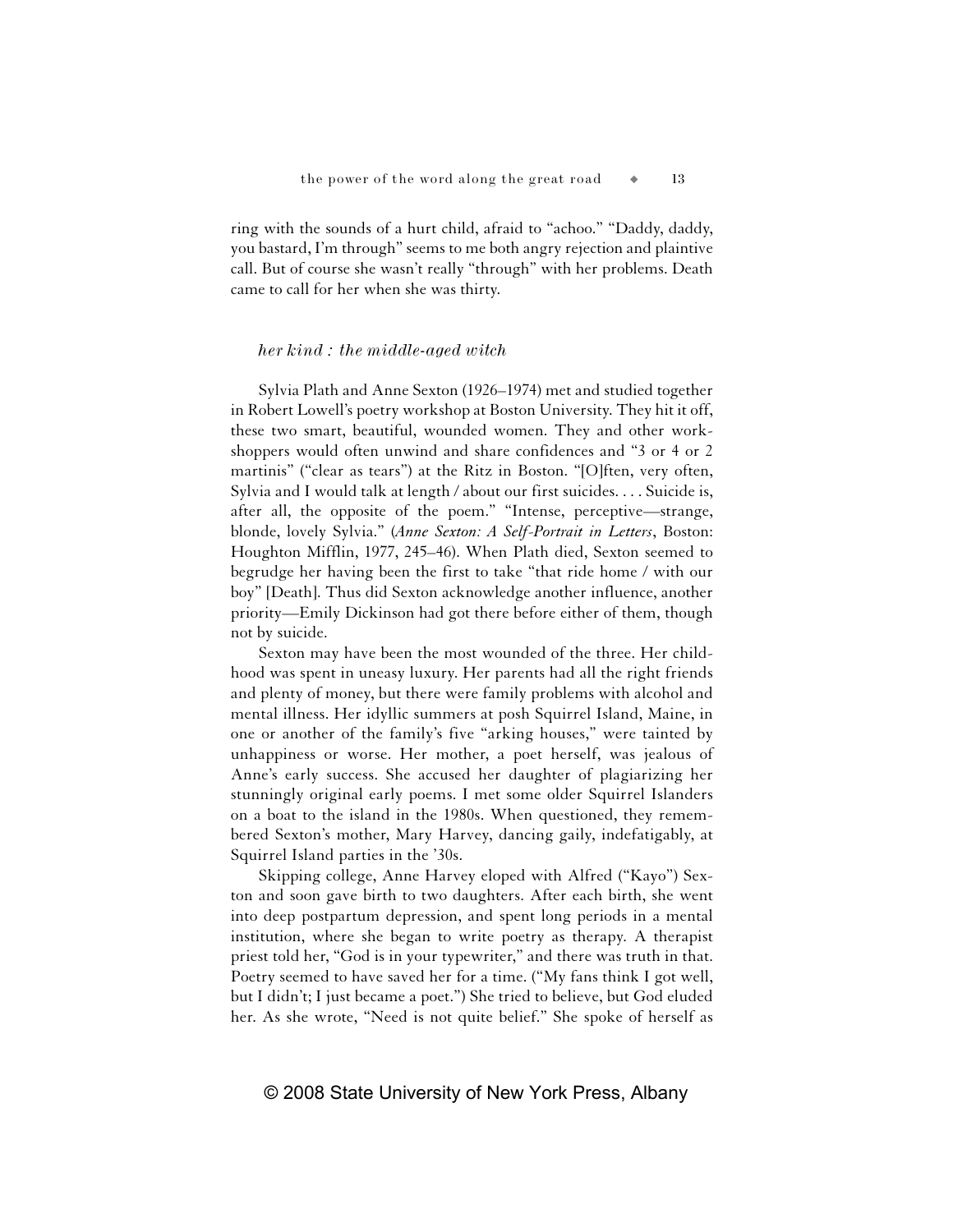ring with the sounds of a hurt child, afraid to "achoo." "Daddy, daddy, you bastard, I'm through" seems to me both angry rejection and plaintive call. But of course she wasn't really "through" with her problems. Death came to call for her when she was thirty.

### *her kind : the middle-aged witch*

Sylvia Plath and Anne Sexton (1926–1974) met and studied together in Robert Lowell's poetry workshop at Boston University. They hit it off, these two smart, beautiful, wounded women. They and other workshoppers would often unwind and share confidences and "3 or 4 or 2 martinis" ("clear as tears") at the Ritz in Boston. "[O]ften, very often, Sylvia and I would talk at length / about our first suicides. . . . Suicide is, after all, the opposite of the poem." "Intense, perceptive—strange, blonde, lovely Sylvia." (*Anne Sexton: A Self-Portrait in Letters*, Boston: Houghton Mifflin, 1977, 245–46). When Plath died, Sexton seemed to begrudge her having been the first to take "that ride home / with our boy" [Death]. Thus did Sexton acknowledge another influence, another priority—Emily Dickinson had got there before either of them, though not by suicide.

Sexton may have been the most wounded of the three. Her childhood was spent in uneasy luxury. Her parents had all the right friends and plenty of money, but there were family problems with alcohol and mental illness. Her idyllic summers at posh Squirrel Island, Maine, in one or another of the family's five "arking houses," were tainted by unhappiness or worse. Her mother, a poet herself, was jealous of Anne's early success. She accused her daughter of plagiarizing her stunningly original early poems. I met some older Squirrel Islanders on a boat to the island in the 1980s. When questioned, they remembered Sexton's mother, Mary Harvey, dancing gaily, indefatigably, at Squirrel Island parties in the '30s.

Skipping college, Anne Harvey eloped with Alfred ("Kayo") Sexton and soon gave birth to two daughters. After each birth, she went into deep postpartum depression, and spent long periods in a mental institution, where she began to write poetry as therapy. A therapist priest told her, "God is in your typewriter," and there was truth in that. Poetry seemed to have saved her for a time. ("My fans think I got well, but I didn't; I just became a poet.") She tried to believe, but God eluded her. As she wrote, "Need is not quite belief." She spoke of herself as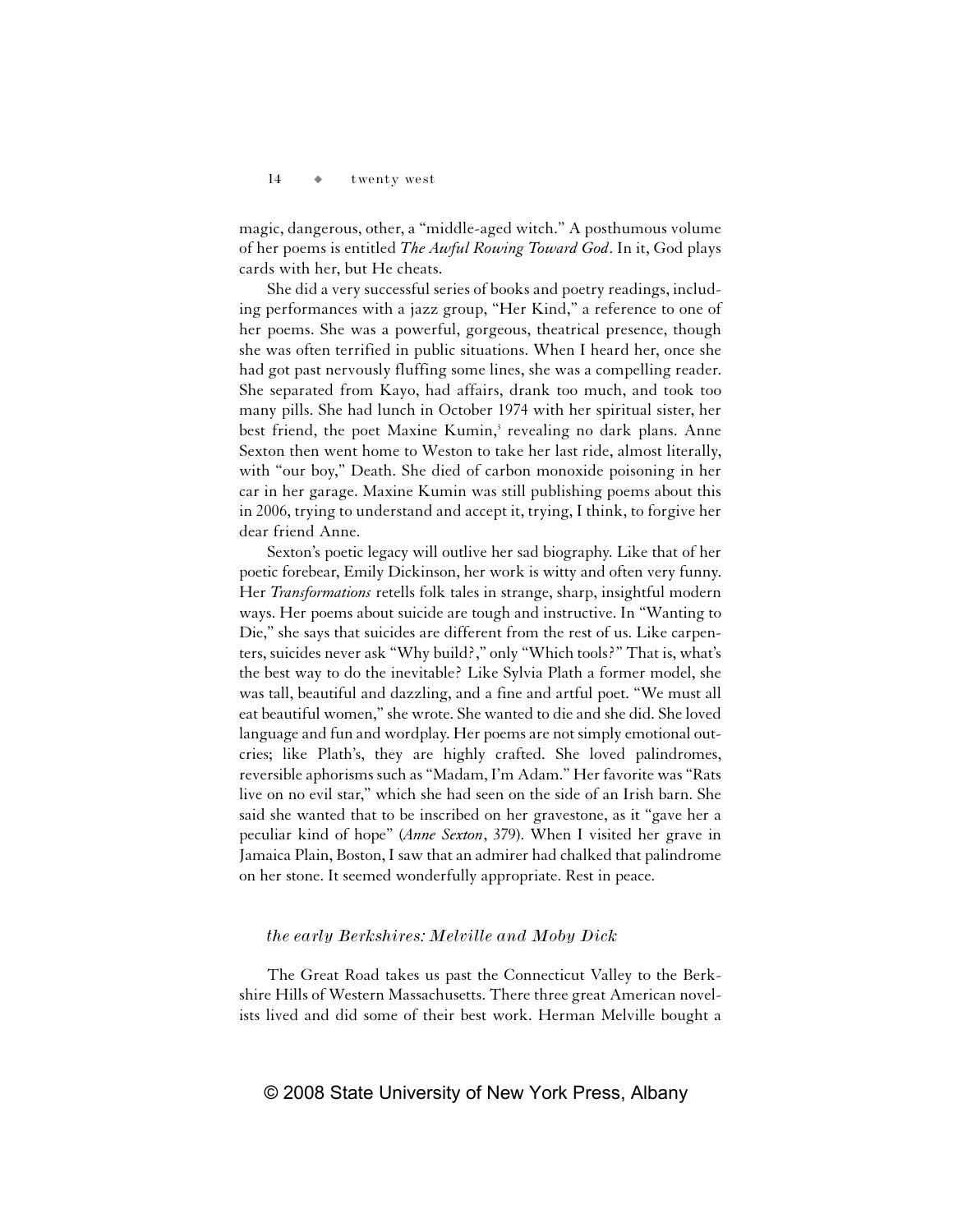magic, dangerous, other, a "middle-aged witch." A posthumous volume of her poems is entitled *The Awful Rowing Toward God*. In it, God plays cards with her, but He cheats.

She did a very successful series of books and poetry readings, including performances with a jazz group, "Her Kind," a reference to one of her poems. She was a powerful, gorgeous, theatrical presence, though she was often terrified in public situations. When I heard her, once she had got past nervously fluffing some lines, she was a compelling reader. She separated from Kayo, had affairs, drank too much, and took too many pills. She had lunch in October 1974 with her spiritual sister, her best friend, the poet Maxine Kumin,[3] revealing no dark plans. Anne Sexton then went home to Weston to take her last ride, almost literally, with "our boy," Death. She died of carbon monoxide poisoning in her car in her garage. Maxine Kumin was still publishing poems about this in 2006, trying to understand and accept it, trying, I think, to forgive her dear friend Anne.

Sexton's poetic legacy will outlive her sad biography. Like that of her poetic forebear, Emily Dickinson, her work is witty and often very funny. Her *Transformations* retells folk tales in strange, sharp, insightful modern ways. Her poems about suicide are tough and instructive. In "Wanting to Die," she says that suicides are different from the rest of us. Like carpenters, suicides never ask "Why build?," only "Which tools?" That is, what's the best way to do the inevitable? Like Sylvia Plath a former model, she was tall, beautiful and dazzling, and a fine and artful poet. "We must all eat beautiful women," she wrote. She wanted to die and she did. She loved language and fun and wordplay. Her poems are not simply emotional outcries; like Plath's, they are highly crafted. She loved palindromes, reversible aphorisms such as "Madam, I'm Adam." Her favorite was "Rats live on no evil star," which she had seen on the side of an Irish barn. She said she wanted that to be inscribed on her gravestone, as it "gave her a peculiar kind of hope" (*Anne Sexton*, 379). When I visited her grave in Jamaica Plain, Boston, I saw that an admirer had chalked that palindrome on her stone. It seemed wonderfully appropriate. Rest in peace.

### *the early Berkshires: Melville and Moby Dick*

The Great Road takes us past the Connecticut Valley to the Berkshire Hills of Western Massachusetts. There three great American novelists lived and did some of their best work. Herman Melville bought a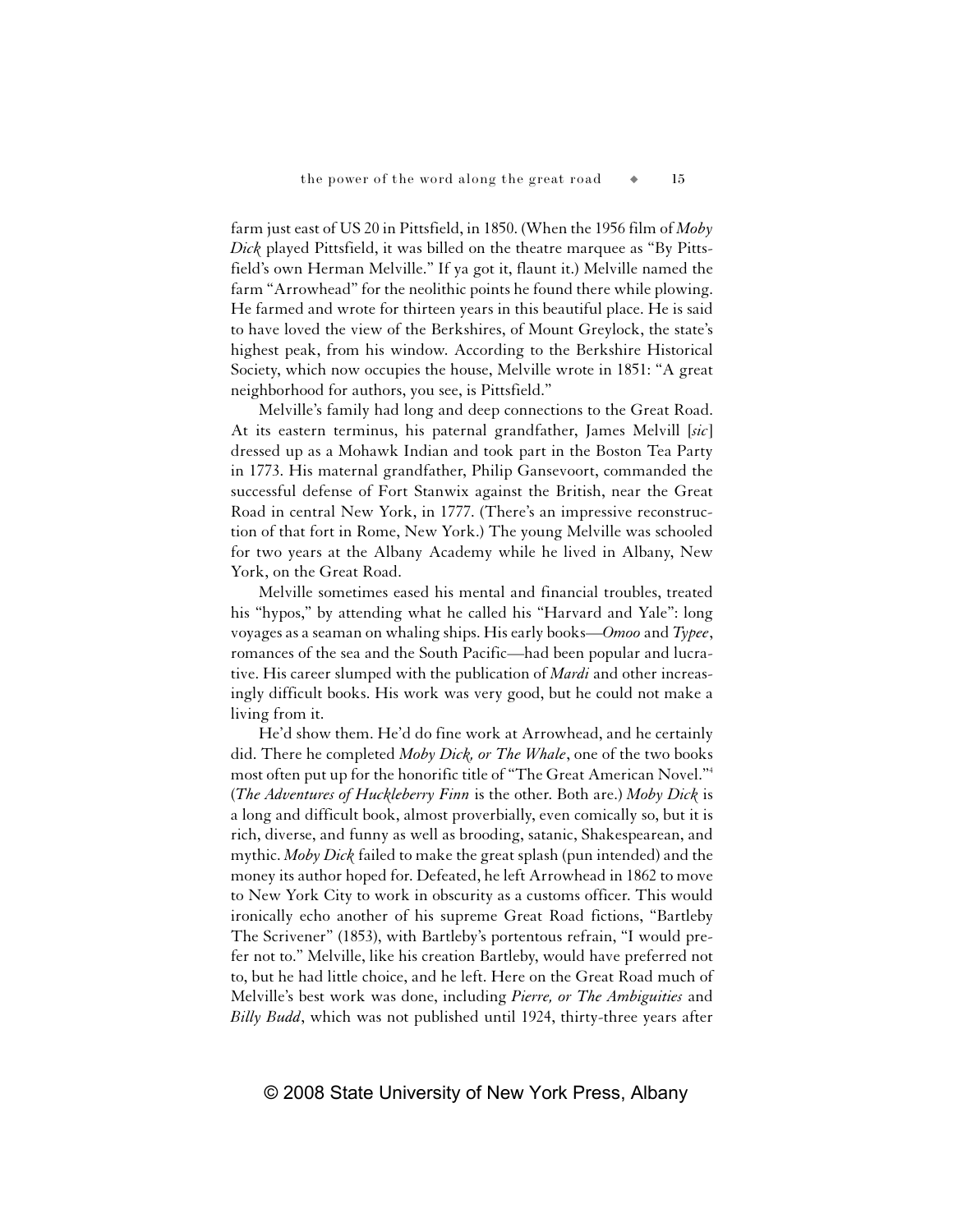farm just east of US 20 in Pittsfield, in 1850. (When the 1956 film of *Moby Dick* played Pittsfield, it was billed on the theatre marquee as "By Pittsfield's own Herman Melville." If ya got it, flaunt it.) Melville named the farm "Arrowhead" for the neolithic points he found there while plowing. He farmed and wrote for thirteen years in this beautiful place. He is said to have loved the view of the Berkshires, of Mount Greylock, the state's highest peak, from his window. According to the Berkshire Historical Society, which now occupies the house, Melville wrote in 1851: "A great neighborhood for authors, you see, is Pittsfield."

Melville's family had long and deep connections to the Great Road. At its eastern terminus, his paternal grandfather, James Melvill [*sic*] dressed up as a Mohawk Indian and took part in the Boston Tea Party in 1773. His maternal grandfather, Philip Gansevoort, commanded the successful defense of Fort Stanwix against the British, near the Great Road in central New York, in 1777. (There's an impressive reconstruction of that fort in Rome, New York.) The young Melville was schooled for two years at the Albany Academy while he lived in Albany, New York, on the Great Road.

Melville sometimes eased his mental and financial troubles, treated his "hypos," by attending what he called his "Harvard and Yale": long voyages as a seaman on whaling ships. His early books—*Omoo* and *Typee*, romances of the sea and the South Pacific—had been popular and lucrative. His career slumped with the publication of *Mardi* and other increasingly difficult books. His work was very good, but he could not make a living from it.

He'd show them. He'd do fine work at Arrowhead, and he certainly did. There he completed *Moby Dick, or The Whale*, one of the two books most often put up for the honorific title of "The Great American Novel."[4] (*The Adventures of Huckleberry Finn* is the other. Both are.) *Moby Dick* is a long and difficult book, almost proverbially, even comically so, but it is rich, diverse, and funny as well as brooding, satanic, Shakespearean, and mythic. *Moby Dick* failed to make the great splash (pun intended) and the money its author hoped for. Defeated, he left Arrowhead in 1862 to move to New York City to work in obscurity as a customs officer. This would ironically echo another of his supreme Great Road fictions, "Bartleby The Scrivener" (1853), with Bartleby's portentous refrain, "I would prefer not to." Melville, like his creation Bartleby, would have preferred not to, but he had little choice, and he left. Here on the Great Road much of Melville's best work was done, including *Pierre, or The Ambiguities* and *Billy Budd*, which was not published until 1924, thirty-three years after

© 2008 State University of New York Press, Albany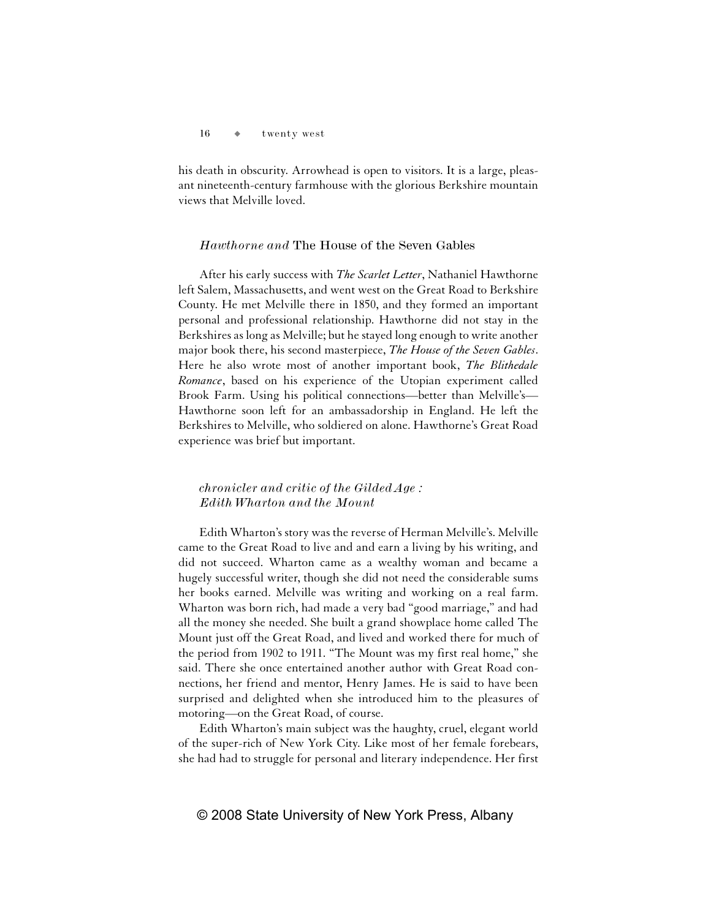his death in obscurity. Arrowhead is open to visitors. It is a large, pleasant nineteenth-century farmhouse with the glorious Berkshire mountain views that Melville loved.

### *Hawthorne and* The House of the Seven Gables

After his early success with *The Scarlet Letter*, Nathaniel Hawthorne left Salem, Massachusetts, and went west on the Great Road to Berkshire County. He met Melville there in 1850, and they formed an important personal and professional relationship. Hawthorne did not stay in the Berkshires as long as Melville; but he stayed long enough to write another major book there, his second masterpiece, *The House of the Seven Gables*. Here he also wrote most of another important book, *The Blithedale Romance*, based on his experience of the Utopian experiment called Brook Farm. Using his political connections—better than Melville's—Hawthorne soon left for an ambassadorship in England. He left the Berkshires to Melville, who soldiered on alone. Hawthorne's Great Road experience was brief but important.

### *chronicler and critic of the Gilded Age : Edith Wharton and the Mount*

Edith Wharton's story was the reverse of Herman Melville's. Melville came to the Great Road to live and and earn a living by his writing, and did not succeed. Wharton came as a wealthy woman and became a hugely successful writer, though she did not need the considerable sums her books earned. Melville was writing and working on a real farm. Wharton was born rich, had made a very bad "good marriage," and had all the money she needed. She built a grand showplace home called The Mount just off the Great Road, and lived and worked there for much of the period from 1902 to 1911. "The Mount was my first real home," she said. There she once entertained another author with Great Road connections, her friend and mentor, Henry James. He is said to have been surprised and delighted when she introduced him to the pleasures of motoring—on the Great Road, of course.

Edith Wharton's main subject was the haughty, cruel, elegant world of the super-rich of New York City. Like most of her female forebears, she had had to struggle for personal and literary independence. Her first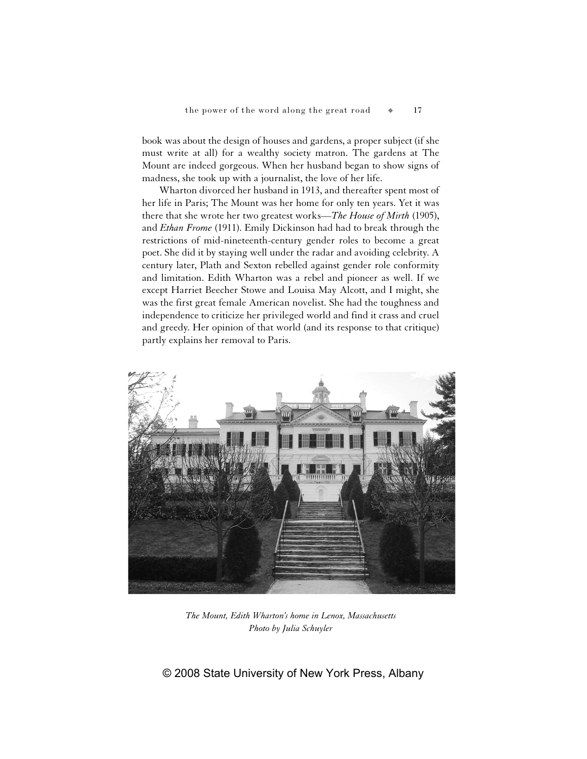book was about the design of houses and gardens, a proper subject (if she must write at all) for a wealthy society matron. The gardens at The Mount are indeed gorgeous. When her husband began to show signs of madness, she took up with a journalist, the love of her life.

Wharton divorced her husband in 1913, and thereafter spent most of her life in Paris; The Mount was her home for only ten years. Yet it was there that she wrote her two greatest works—*The House of Mirth* (1905), and *Ethan Frome* (1911). Emily Dickinson had had to break through the restrictions of mid-nineteenth-century gender roles to become a great poet. She did it by staying well under the radar and avoiding celebrity. A century later, Plath and Sexton rebelled against gender role conformity and limitation. Edith Wharton was a rebel and pioneer as well. If we except Harriet Beecher Stowe and Louisa May Alcott, and I might, she was the first great female American novelist. She had the toughness and independence to criticize her privileged world and find it crass and cruel and greedy. Her opinion of that world (and its response to that critique) partly explains her removal to Paris.

*The Mount, Edith Wharton's home in Lenox, Massachusetts*
*Photo by Julia Schuyler*

© 2008 State University of New York Press, Albany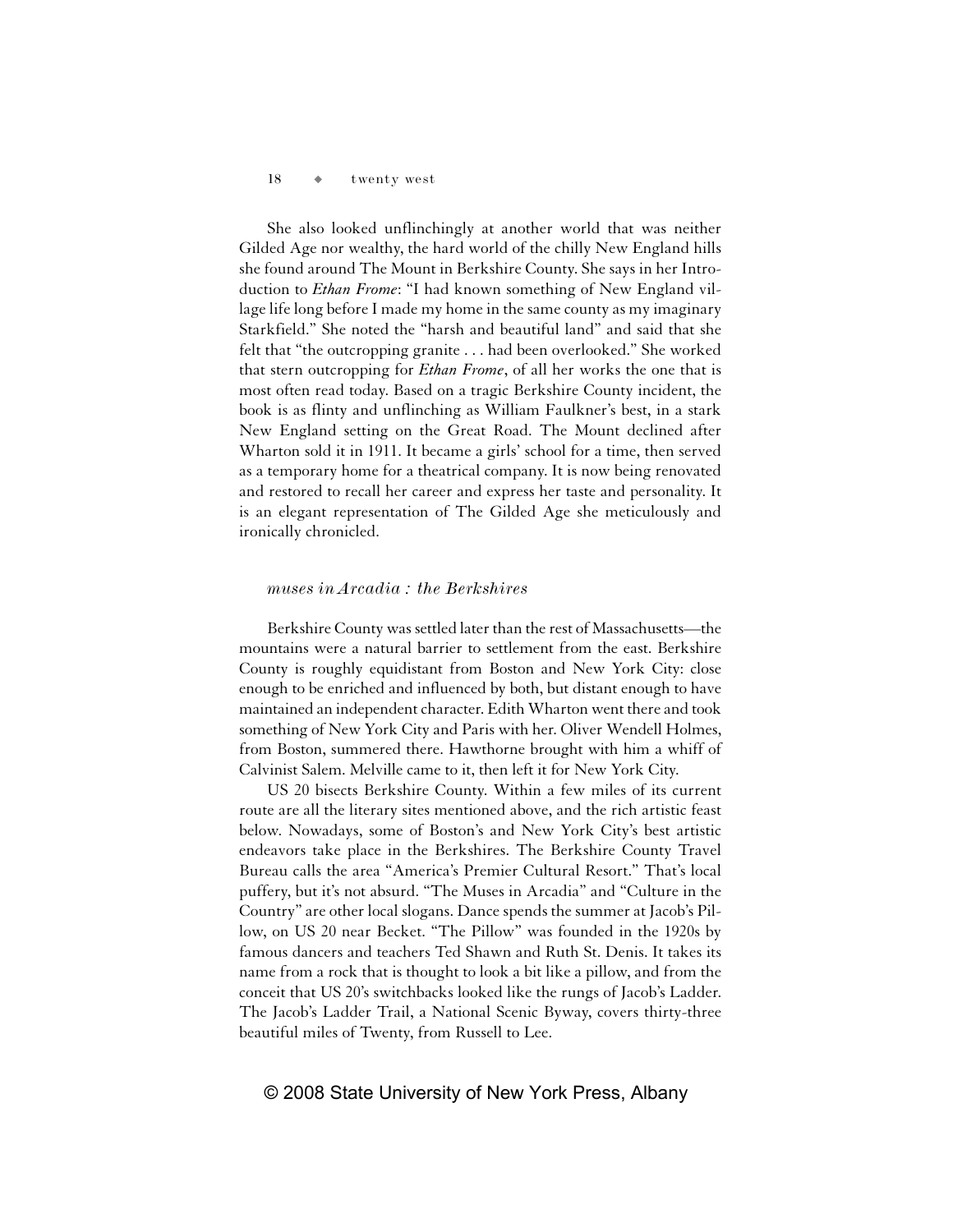She also looked unflinchingly at another world that was neither Gilded Age nor wealthy, the hard world of the chilly New England hills she found around The Mount in Berkshire County. She says in her Introduction to *Ethan Frome*: "I had known something of New England village life long before I made my home in the same county as my imaginary Starkfield." She noted the "harsh and beautiful land" and said that she felt that "the outcropping granite . . . had been overlooked." She worked that stern outcropping for *Ethan Frome*, of all her works the one that is most often read today. Based on a tragic Berkshire County incident, the book is as flinty and unflinching as William Faulkner's best, in a stark New England setting on the Great Road. The Mount declined after Wharton sold it in 1911. It became a girls' school for a time, then served as a temporary home for a theatrical company. It is now being renovated and restored to recall her career and express her taste and personality. It is an elegant representation of The Gilded Age she meticulously and ironically chronicled.

## *muses in Arcadia : the Berkshires*

Berkshire County was settled later than the rest of Massachusetts—the mountains were a natural barrier to settlement from the east. Berkshire County is roughly equidistant from Boston and New York City: close enough to be enriched and influenced by both, but distant enough to have maintained an independent character. Edith Wharton went there and took something of New York City and Paris with her. Oliver Wendell Holmes, from Boston, summered there. Hawthorne brought with him a whiff of Calvinist Salem. Melville came to it, then left it for New York City.

US 20 bisects Berkshire County. Within a few miles of its current route are all the literary sites mentioned above, and the rich artistic feast below. Nowadays, some of Boston's and New York City's best artistic endeavors take place in the Berkshires. The Berkshire County Travel Bureau calls the area "America's Premier Cultural Resort." That's local puffery, but it's not absurd. "The Muses in Arcadia" and "Culture in the Country" are other local slogans. Dance spends the summer at Jacob's Pillow, on US 20 near Becket. "The Pillow" was founded in the 1920s by famous dancers and teachers Ted Shawn and Ruth St. Denis. It takes its name from a rock that is thought to look a bit like a pillow, and from the conceit that US 20's switchbacks looked like the rungs of Jacob's Ladder. The Jacob's Ladder Trail, a National Scenic Byway, covers thirty-three beautiful miles of Twenty, from Russell to Lee.

© 2008 State University of New York Press, Albany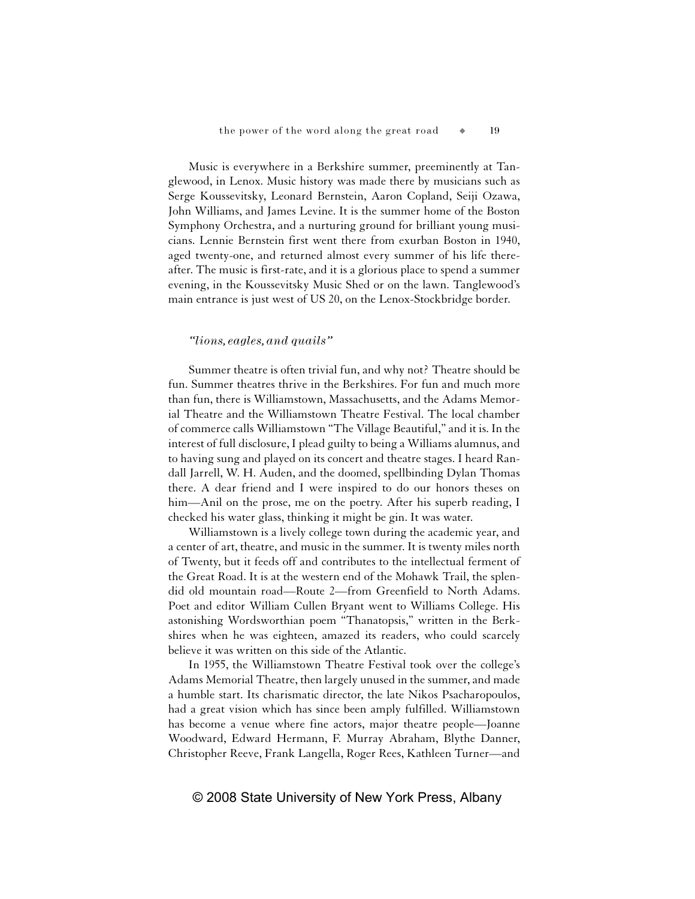Music is everywhere in a Berkshire summer, preeminently at Tanglewood, in Lenox. Music history was made there by musicians such as Serge Koussevitsky, Leonard Bernstein, Aaron Copland, Seiji Ozawa, John Williams, and James Levine. It is the summer home of the Boston Symphony Orchestra, and a nurturing ground for brilliant young musicians. Lennie Bernstein first went there from exurban Boston in 1940, aged twenty-one, and returned almost every summer of his life thereafter. The music is first-rate, and it is a glorious place to spend a summer evening, in the Koussevitsky Music Shed or on the lawn. Tanglewood's main entrance is just west of US 20, on the Lenox-Stockbridge border.

### *"lions, eagles, and quails"*

Summer theatre is often trivial fun, and why not? Theatre should be fun. Summer theatres thrive in the Berkshires. For fun and much more than fun, there is Williamstown, Massachusetts, and the Adams Memorial Theatre and the Williamstown Theatre Festival. The local chamber of commerce calls Williamstown "The Village Beautiful," and it is. In the interest of full disclosure, I plead guilty to being a Williams alumnus, and to having sung and played on its concert and theatre stages. I heard Randall Jarrell, W. H. Auden, and the doomed, spellbinding Dylan Thomas there. A dear friend and I were inspired to do our honors theses on him—Anil on the prose, me on the poetry. After his superb reading, I checked his water glass, thinking it might be gin. It was water.

Williamstown is a lively college town during the academic year, and a center of art, theatre, and music in the summer. It is twenty miles north of Twenty, but it feeds off and contributes to the intellectual ferment of the Great Road. It is at the western end of the Mohawk Trail, the splendid old mountain road—Route 2—from Greenfield to North Adams. Poet and editor William Cullen Bryant went to Williams College. His astonishing Wordsworthian poem "Thanatopsis," written in the Berkshires when he was eighteen, amazed its readers, who could scarcely believe it was written on this side of the Atlantic.

In 1955, the Williamstown Theatre Festival took over the college's Adams Memorial Theatre, then largely unused in the summer, and made a humble start. Its charismatic director, the late Nikos Psacharopoulos, had a great vision which has since been amply fulfilled. Williamstown has become a venue where fine actors, major theatre people—Joanne Woodward, Edward Hermann, F. Murray Abraham, Blythe Danner, Christopher Reeve, Frank Langella, Roger Rees, Kathleen Turner—and

© 2008 State University of New York Press, Albany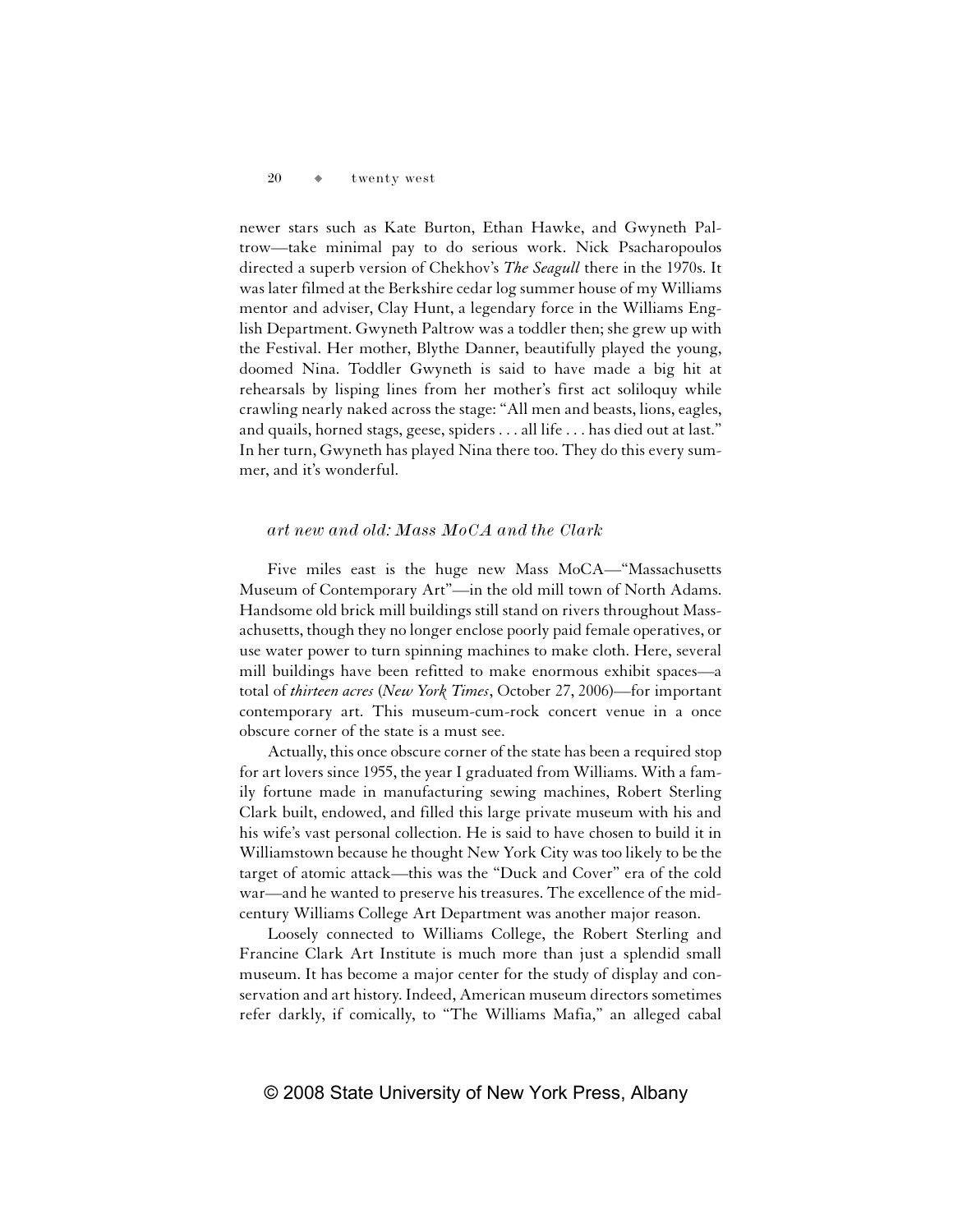newer stars such as Kate Burton, Ethan Hawke, and Gwyneth Paltrow—take minimal pay to do serious work. Nick Psacharopoulos directed a superb version of Chekhov's *The Seagull* there in the 1970s. It was later filmed at the Berkshire cedar log summer house of my Williams mentor and adviser, Clay Hunt, a legendary force in the Williams English Department. Gwyneth Paltrow was a toddler then; she grew up with the Festival. Her mother, Blythe Danner, beautifully played the young, doomed Nina. Toddler Gwyneth is said to have made a big hit at rehearsals by lisping lines from her mother's first act soliloquy while crawling nearly naked across the stage: "All men and beasts, lions, eagles, and quails, horned stags, geese, spiders . . . all life . . . has died out at last." In her turn, Gwyneth has played Nina there too. They do this every summer, and it's wonderful.

### *art new and old: Mass MoCA and the Clark*

Five miles east is the huge new Mass MoCA—"Massachusetts Museum of Contemporary Art"—in the old mill town of North Adams. Handsome old brick mill buildings still stand on rivers throughout Massachusetts, though they no longer enclose poorly paid female operatives, or use water power to turn spinning machines to make cloth. Here, several mill buildings have been refitted to make enormous exhibit spaces—a total of *thirteen acres* (*New York Times*, October 27, 2006)—for important contemporary art. This museum-cum-rock concert venue in a once obscure corner of the state is a must see.

Actually, this once obscure corner of the state has been a required stop for art lovers since 1955, the year I graduated from Williams. With a family fortune made in manufacturing sewing machines, Robert Sterling Clark built, endowed, and filled this large private museum with his and his wife's vast personal collection. He is said to have chosen to build it in Williamstown because he thought New York City was too likely to be the target of atomic attack—this was the "Duck and Cover" era of the cold war—and he wanted to preserve his treasures. The excellence of the mid-century Williams College Art Department was another major reason.

Loosely connected to Williams College, the Robert Sterling and Francine Clark Art Institute is much more than just a splendid small museum. It has become a major center for the study of display and conservation and art history. Indeed, American museum directors sometimes refer darkly, if comically, to "The Williams Mafia," an alleged cabal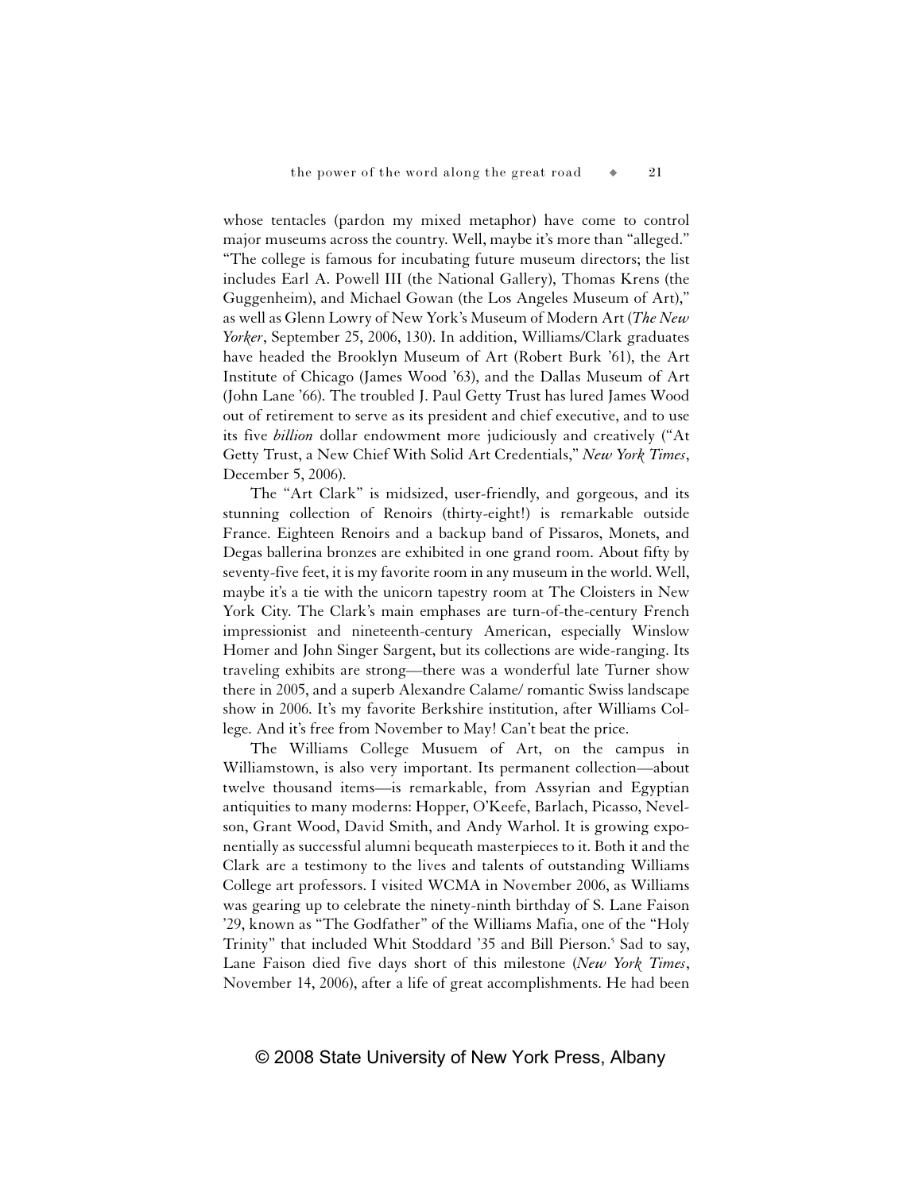whose tentacles (pardon my mixed metaphor) have come to control major museums across the country. Well, maybe it's more than "alleged." "The college is famous for incubating future museum directors; the list includes Earl A. Powell III (the National Gallery), Thomas Krens (the Guggenheim), and Michael Gowan (the Los Angeles Museum of Art)," as well as Glenn Lowry of New York's Museum of Modern Art (*The New Yorker*, September 25, 2006, 130). In addition, Williams/Clark graduates have headed the Brooklyn Museum of Art (Robert Burk '61), the Art Institute of Chicago (James Wood '63), and the Dallas Museum of Art (John Lane '66). The troubled J. Paul Getty Trust has lured James Wood out of retirement to serve as its president and chief executive, and to use its five *billion* dollar endowment more judiciously and creatively ("At Getty Trust, a New Chief With Solid Art Credentials," *New York Times*, December 5, 2006).

The "Art Clark" is midsized, user-friendly, and gorgeous, and its stunning collection of Renoirs (thirty-eight!) is remarkable outside France. Eighteen Renoirs and a backup band of Pissaros, Monets, and Degas ballerina bronzes are exhibited in one grand room. About fifty by seventy-five feet, it is my favorite room in any museum in the world. Well, maybe it's a tie with the unicorn tapestry room at The Cloisters in New York City. The Clark's main emphases are turn-of-the-century French impressionist and nineteenth-century American, especially Winslow Homer and John Singer Sargent, but its collections are wide-ranging. Its traveling exhibits are strong—there was a wonderful late Turner show there in 2005, and a superb Alexandre Calame/ romantic Swiss landscape show in 2006. It's my favorite Berkshire institution, after Williams College. And it's free from November to May! Can't beat the price.

The Williams College Musuem of Art, on the campus in Williamstown, is also very important. Its permanent collection—about twelve thousand items—is remarkable, from Assyrian and Egyptian antiquities to many moderns: Hopper, O'Keefe, Barlach, Picasso, Nevelson, Grant Wood, David Smith, and Andy Warhol. It is growing exponentially as successful alumni bequeath masterpieces to it. Both it and the Clark are a testimony to the lives and talents of outstanding Williams College art professors. I visited WCMA in November 2006, as Williams was gearing up to celebrate the ninety-ninth birthday of S. Lane Faison '29, known as "The Godfather" of the Williams Mafia, one of the "Holy Trinity" that included Whit Stoddard '35 and Bill Pierson.[5] Sad to say, Lane Faison died five days short of this milestone (*New York Times*, November 14, 2006), after a life of great accomplishments. He had been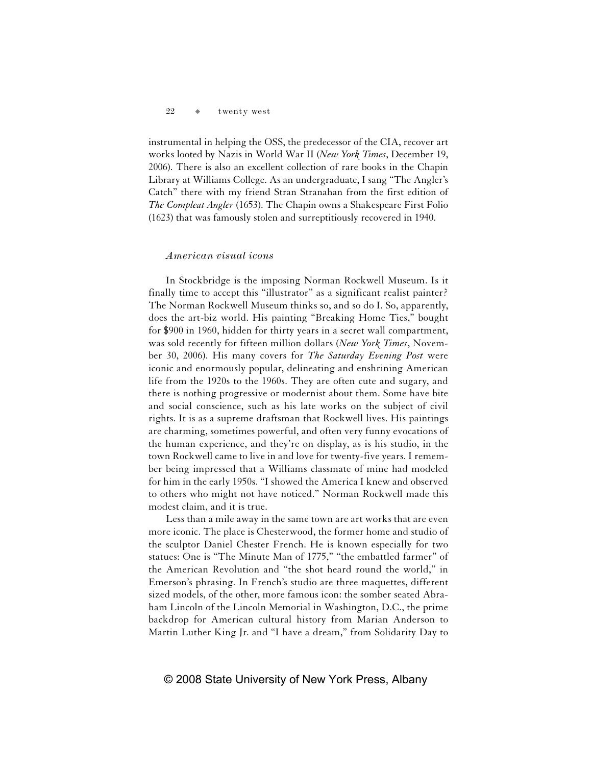instrumental in helping the OSS, the predecessor of the CIA, recover art works looted by Nazis in World War II (*New York Times*, December 19, 2006). There is also an excellent collection of rare books in the Chapin Library at Williams College. As an undergraduate, I sang "The Angler's Catch" there with my friend Stran Stranahan from the first edition of *The Compleat Angler* (1653). The Chapin owns a Shakespeare First Folio (1623) that was famously stolen and surreptitiously recovered in 1940.

### *American visual icons*

In Stockbridge is the imposing Norman Rockwell Museum. Is it finally time to accept this "illustrator" as a significant realist painter? The Norman Rockwell Museum thinks so, and so do I. So, apparently, does the art-biz world. His painting "Breaking Home Ties," bought for $900 in 1960, hidden for thirty years in a secret wall compartment, was sold recently for fifteen million dollars (*New York Times*, November 30, 2006). His many covers for *The Saturday Evening Post* were iconic and enormously popular, delineating and enshrining American life from the 1920s to the 1960s. They are often cute and sugary, and there is nothing progressive or modernist about them. Some have bite and social conscience, such as his late works on the subject of civil rights. It is as a supreme draftsman that Rockwell lives. His paintings are charming, sometimes powerful, and often very funny evocations of the human experience, and they're on display, as is his studio, in the town Rockwell came to live in and love for twenty-five years. I remember being impressed that a Williams classmate of mine had modeled for him in the early 1950s. "I showed the America I knew and observed to others who might not have noticed." Norman Rockwell made this modest claim, and it is true.

Less than a mile away in the same town are art works that are even more iconic. The place is Chesterwood, the former home and studio of the sculptor Daniel Chester French. He is known especially for two statues: One is "The Minute Man of 1775," "the embattled farmer" of the American Revolution and "the shot heard round the world," in Emerson's phrasing. In French's studio are three maquettes, different sized models, of the other, more famous icon: the somber seated Abraham Lincoln of the Lincoln Memorial in Washington, D.C., the prime backdrop for American cultural history from Marian Anderson to Martin Luther King Jr. and "I have a dream," from Solidarity Day to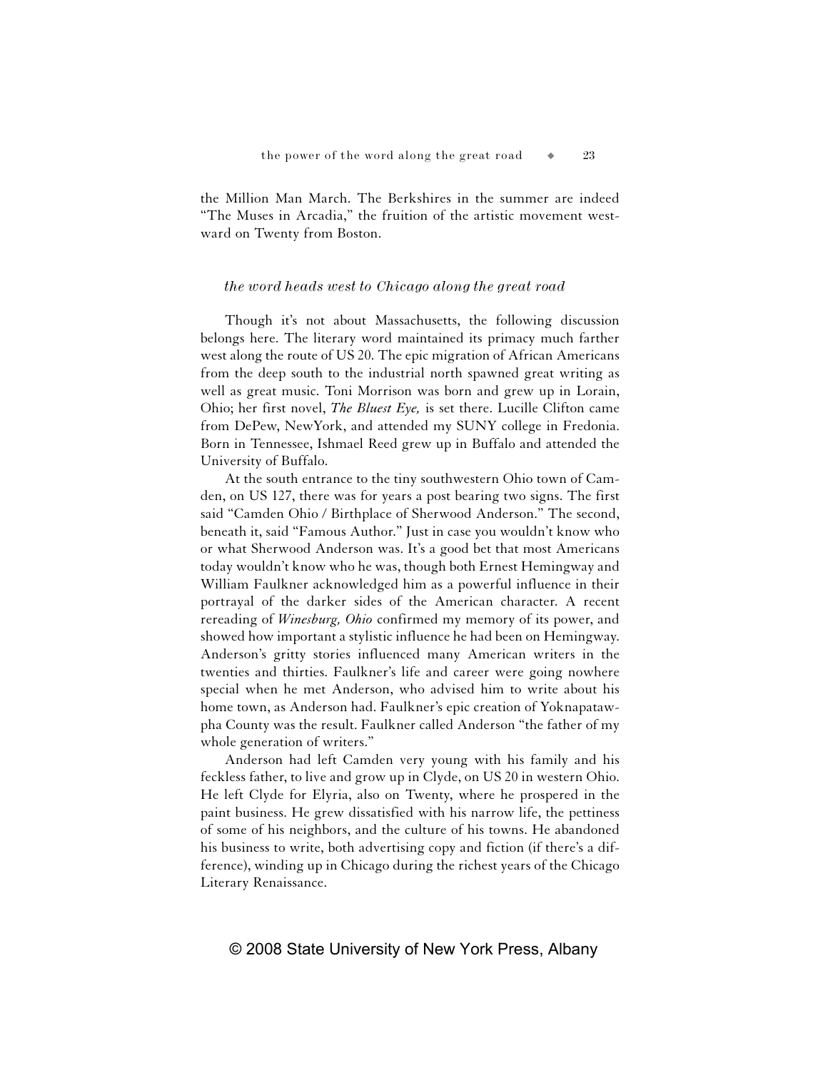the Million Man March. The Berkshires in the summer are indeed "The Muses in Arcadia," the fruition of the artistic movement westward on Twenty from Boston.

### *the word heads west to Chicago along the great road*

Though it's not about Massachusetts, the following discussion belongs here. The literary word maintained its primacy much farther west along the route of US 20. The epic migration of African Americans from the deep south to the industrial north spawned great writing as well as great music. Toni Morrison was born and grew up in Lorain, Ohio; her first novel, *The Bluest Eye,* is set there. Lucille Clifton came from DePew, NewYork, and attended my SUNY college in Fredonia. Born in Tennessee, Ishmael Reed grew up in Buffalo and attended the University of Buffalo.

At the south entrance to the tiny southwestern Ohio town of Camden, on US 127, there was for years a post bearing two signs. The first said "Camden Ohio / Birthplace of Sherwood Anderson." The second, beneath it, said "Famous Author." Just in case you wouldn't know who or what Sherwood Anderson was. It's a good bet that most Americans today wouldn't know who he was, though both Ernest Hemingway and William Faulkner acknowledged him as a powerful influence in their portrayal of the darker sides of the American character. A recent rereading of *Winesburg, Ohio* confirmed my memory of its power, and showed how important a stylistic influence he had been on Hemingway. Anderson's gritty stories influenced many American writers in the twenties and thirties. Faulkner's life and career were going nowhere special when he met Anderson, who advised him to write about his home town, as Anderson had. Faulkner's epic creation of Yoknapatawpha County was the result. Faulkner called Anderson "the father of my whole generation of writers."

Anderson had left Camden very young with his family and his feckless father, to live and grow up in Clyde, on US 20 in western Ohio. He left Clyde for Elyria, also on Twenty, where he prospered in the paint business. He grew dissatisfied with his narrow life, the pettiness of some of his neighbors, and the culture of his towns. He abandoned his business to write, both advertising copy and fiction (if there's a difference), winding up in Chicago during the richest years of the Chicago Literary Renaissance.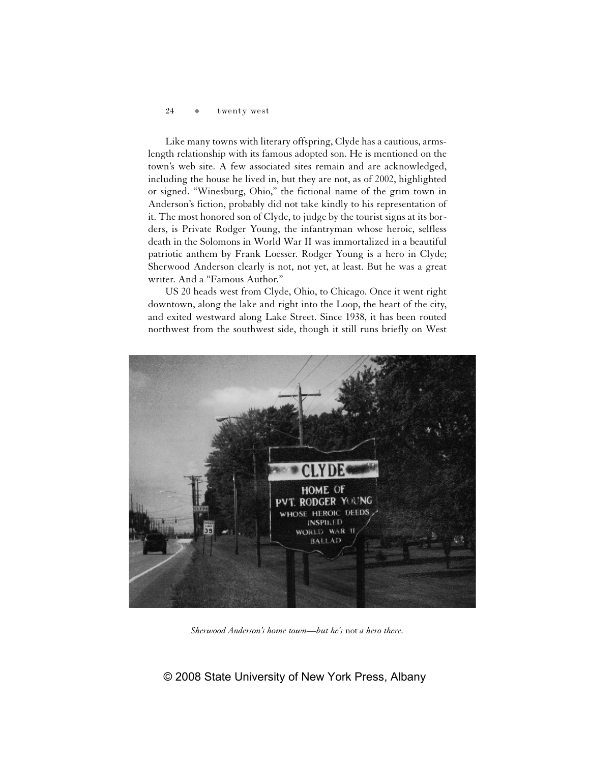Like many towns with literary offspring, Clyde has a cautious, arms-length relationship with its famous adopted son. He is mentioned on the town's web site. A few associated sites remain and are acknowledged, including the house he lived in, but they are not, as of 2002, highlighted or signed. "Winesburg, Ohio," the fictional name of the grim town in Anderson's fiction, probably did not take kindly to his representation of it. The most honored son of Clyde, to judge by the tourist signs at its borders, is Private Rodger Young, the infantryman whose heroic, selfless death in the Solomons in World War II was immortalized in a beautiful patriotic anthem by Frank Loesser. Rodger Young is a hero in Clyde; Sherwood Anderson clearly is not, not yet, at least. But he was a great writer. And a "Famous Author."

US 20 heads west from Clyde, Ohio, to Chicago. Once it went right downtown, along the lake and right into the Loop, the heart of the city, and exited westward along Lake Street. Since 1938, it has been routed northwest from the southwest side, though it still runs briefly on West

*Sherwood Anderson's home town—but he's* not *a hero there.*

© 2008 State University of New York Press, Albany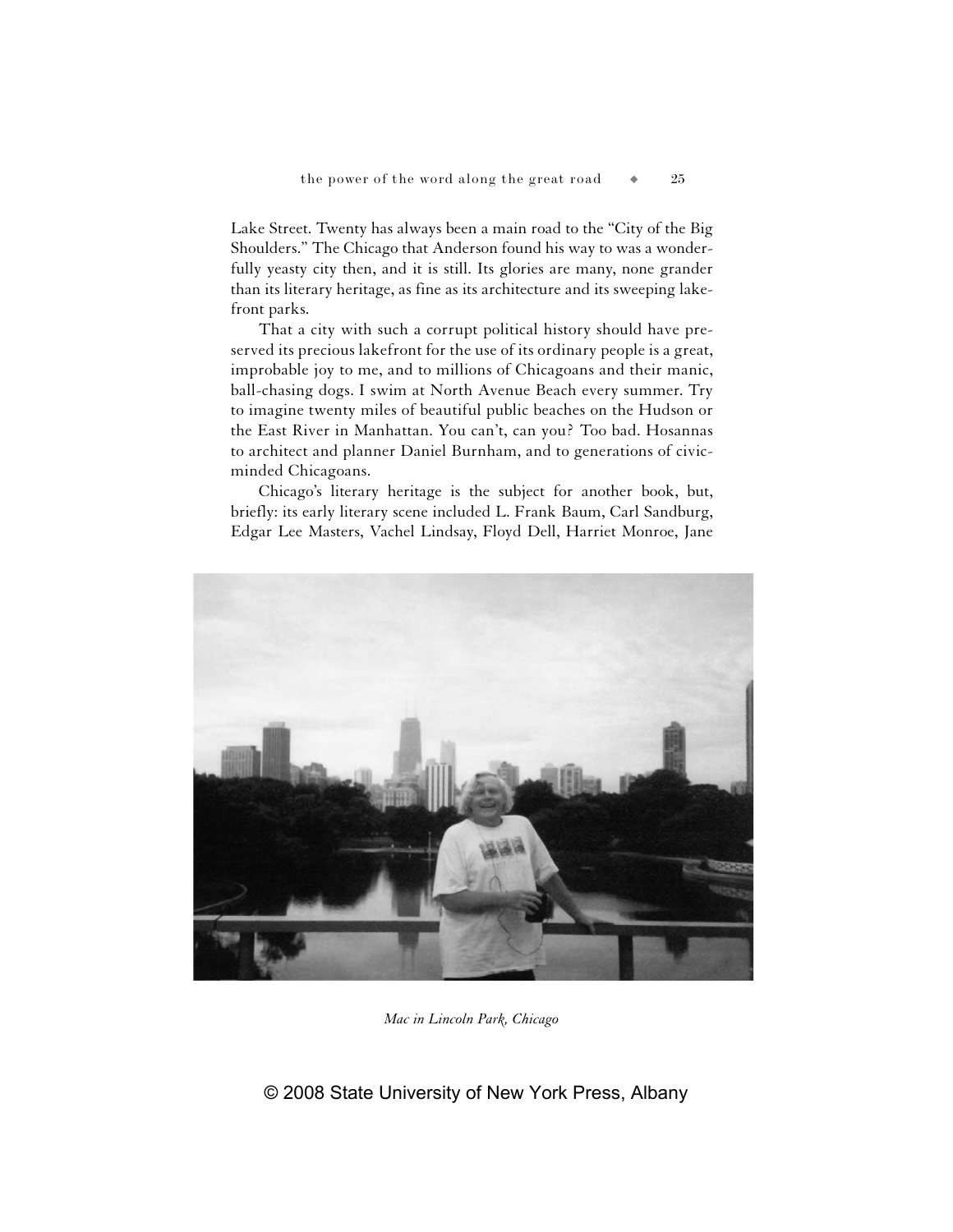Lake Street. Twenty has always been a main road to the "City of the Big Shoulders." The Chicago that Anderson found his way to was a wonderfully yeasty city then, and it is still. Its glories are many, none grander than its literary heritage, as fine as its architecture and its sweeping lakefront parks.

That a city with such a corrupt political history should have preserved its precious lakefront for the use of its ordinary people is a great, improbable joy to me, and to millions of Chicagoans and their manic, ball-chasing dogs. I swim at North Avenue Beach every summer. Try to imagine twenty miles of beautiful public beaches on the Hudson or the East River in Manhattan. You can't, can you? Too bad. Hosannas to architect and planner Daniel Burnham, and to generations of civic-minded Chicagoans.

Chicago's literary heritage is the subject for another book, but, briefly: its early literary scene included L. Frank Baum, Carl Sandburg, Edgar Lee Masters, Vachel Lindsay, Floyd Dell, Harriet Monroe, Jane

*Mac in Lincoln Park, Chicago*

© 2008 State University of New York Press, Albany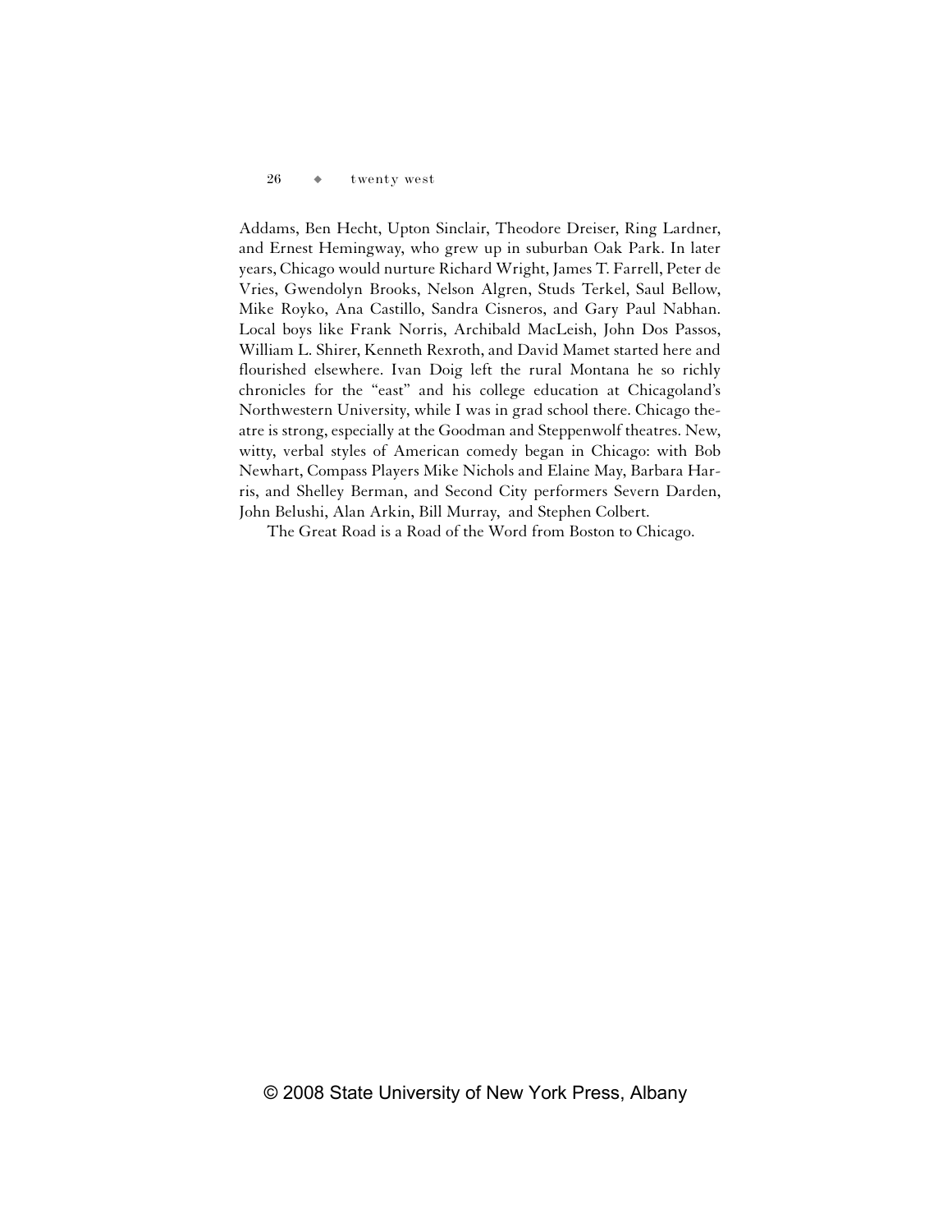Addams, Ben Hecht, Upton Sinclair, Theodore Dreiser, Ring Lardner, and Ernest Hemingway, who grew up in suburban Oak Park. In later years, Chicago would nurture Richard Wright, James T. Farrell, Peter de Vries, Gwendolyn Brooks, Nelson Algren, Studs Terkel, Saul Bellow, Mike Royko, Ana Castillo, Sandra Cisneros, and Gary Paul Nabhan. Local boys like Frank Norris, Archibald MacLeish, John Dos Passos, William L. Shirer, Kenneth Rexroth, and David Mamet started here and flourished elsewhere. Ivan Doig left the rural Montana he so richly chronicles for the "east" and his college education at Chicagoland's Northwestern University, while I was in grad school there. Chicago theatre is strong, especially at the Goodman and Steppenwolf theatres. New, witty, verbal styles of American comedy began in Chicago: with Bob Newhart, Compass Players Mike Nichols and Elaine May, Barbara Harris, and Shelley Berman, and Second City performers Severn Darden, John Belushi, Alan Arkin, Bill Murray, and Stephen Colbert.

The Great Road is a Road of the Word from Boston to Chicago.

© 2008 State University of New York Press, Albany